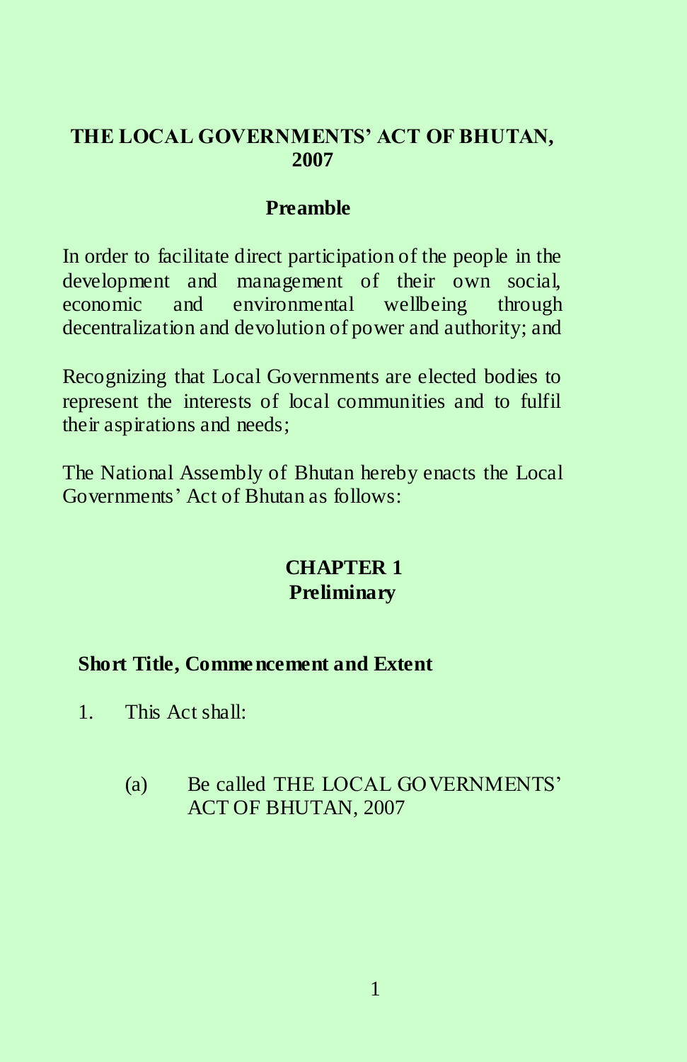# THE LOCAL GOVERNMENTS' ACT OF BHUTAN, 2007

## Preamble

In order to facilitate direct participation of the people in the development and management of their own social, economic and environmental wellbeing through decentralization and devolution of power and authority; and

Recognizing that Local Governments are elected bodies to represent the interests of local communities and to fulfil their aspirations and needs;

The National Assembly of Bhutan hereby enacts the Local Governments' Act of Bhutan as follows:

## CHAPTER 1
## Preliminary

### Short Title, Commencement and Extent

1. This Act shall:

    (a) Be called THE LOCAL GOVERNMENTS' ACT OF BHUTAN, 2007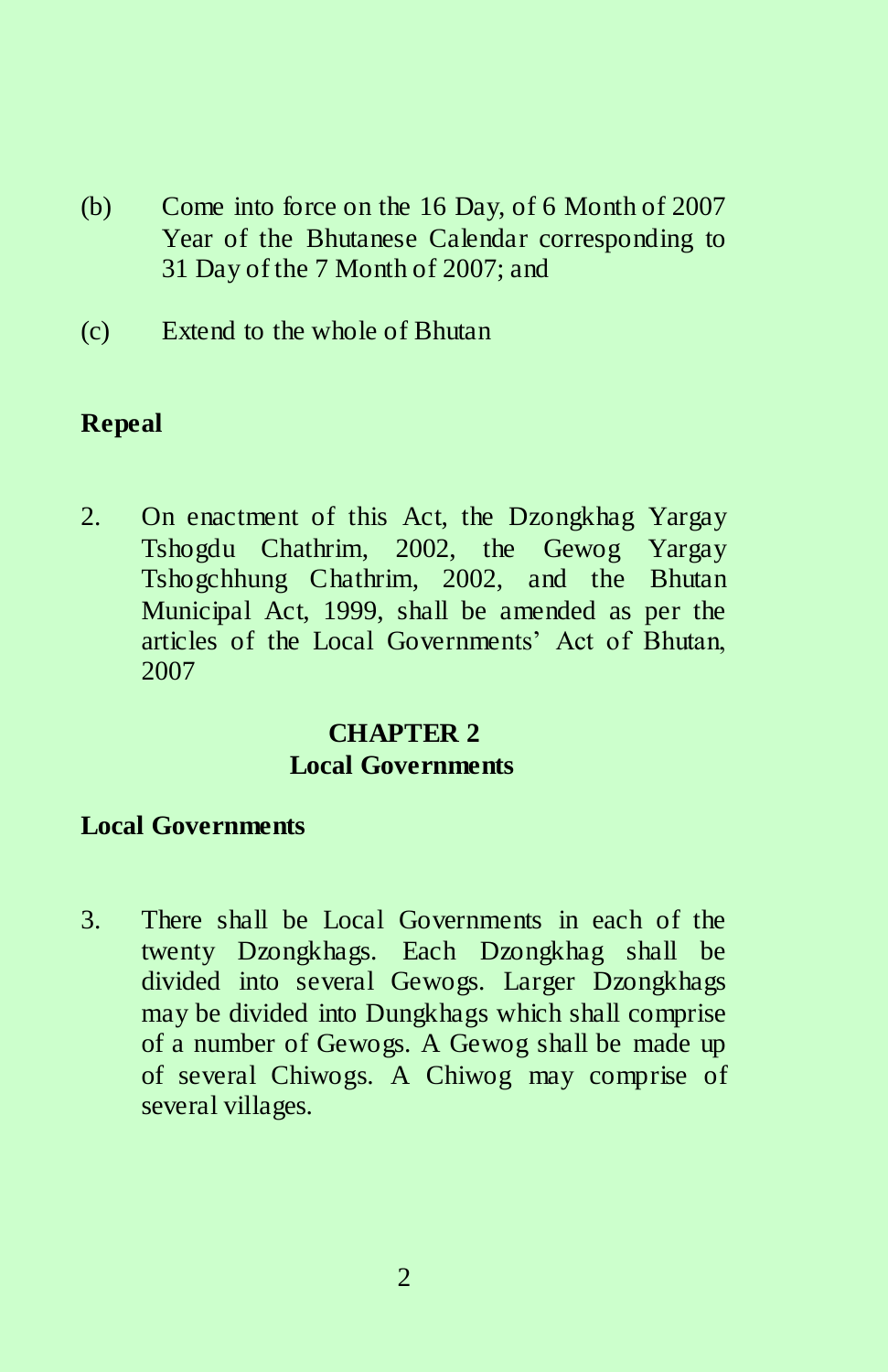(b) Come into force on the 16 Day, of 6 Month of 2007 Year of the Bhutanese Calendar corresponding to 31 Day of the 7 Month of 2007; and

(c) Extend to the whole of Bhutan

**Repeal**

2. On enactment of this Act, the Dzongkhag Yargay Tshogdu Chathrim, 2002, the Gewog Yargay Tshogchhung Chathrim, 2002, and the Bhutan Municipal Act, 1999, shall be amended as per the articles of the Local Governments' Act of Bhutan, 2007

## CHAPTER 2
## Local Governments

**Local Governments**

3. There shall be Local Governments in each of the twenty Dzongkhags. Each Dzongkhag shall be divided into several Gewogs. Larger Dzongkhags may be divided into Dungkhags which shall comprise of a number of Gewogs. A Gewog shall be made up of several Chiwogs. A Chiwog may comprise of several villages.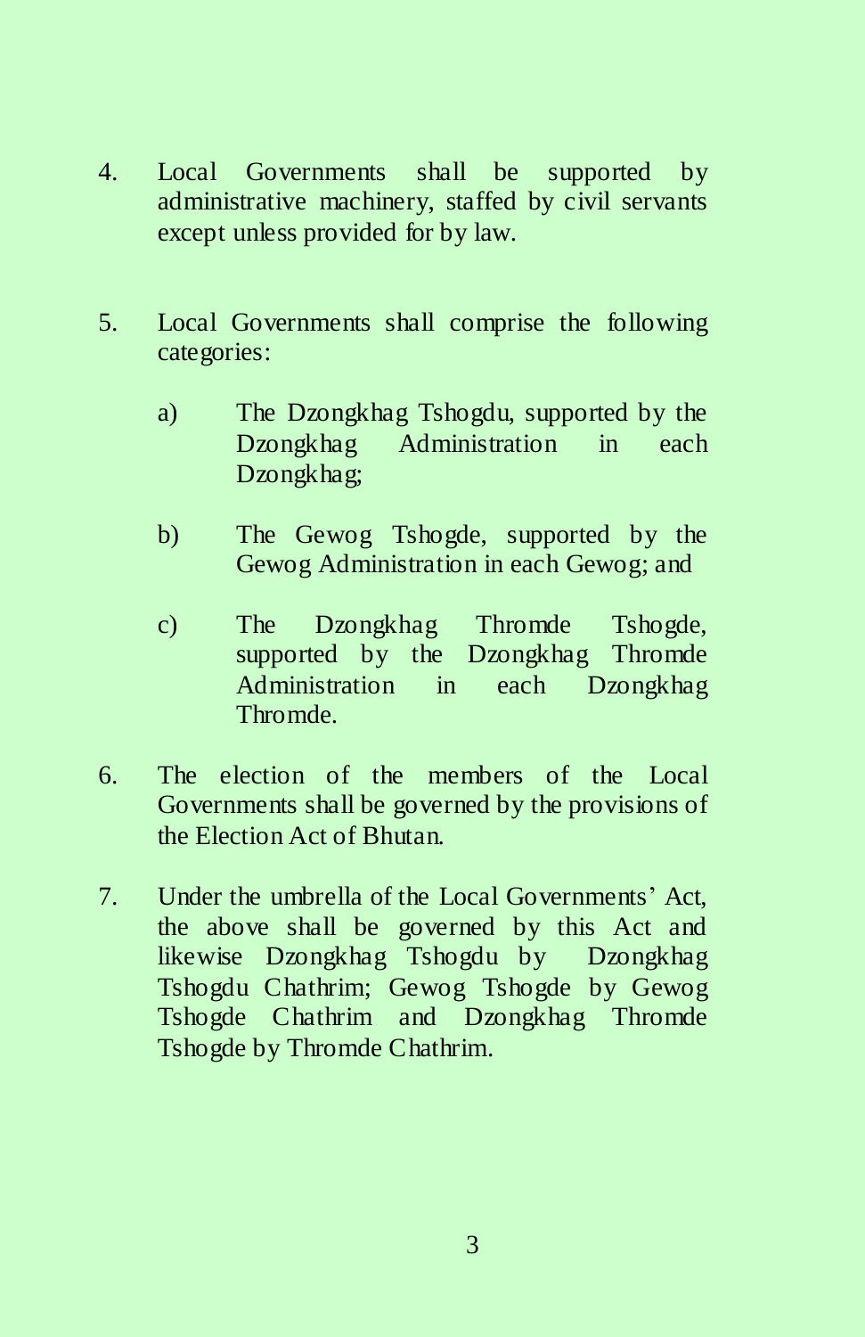4. Local Governments shall be supported by administrative machinery, staffed by civil servants except unless provided for by law.

5. Local Governments shall comprise the following categories:

   a) The Dzongkhag Tshogdu, supported by the Dzongkhag Administration in each Dzongkhag;

   b) The Gewog Tshogde, supported by the Gewog Administration in each Gewog; and

   c) The Dzongkhag Thromde Tshogde, supported by the Dzongkhag Thromde Administration in each Dzongkhag Thromde.

6. The election of the members of the Local Governments shall be governed by the provisions of the Election Act of Bhutan.

7. Under the umbrella of the Local Governments' Act, the above shall be governed by this Act and likewise Dzongkhag Tshogdu by Dzongkhag Tshogdu Chathrim; Gewog Tshogde by Gewog Tshogde Chathrim and Dzongkhag Thromde Tshogde by Thromde Chathrim.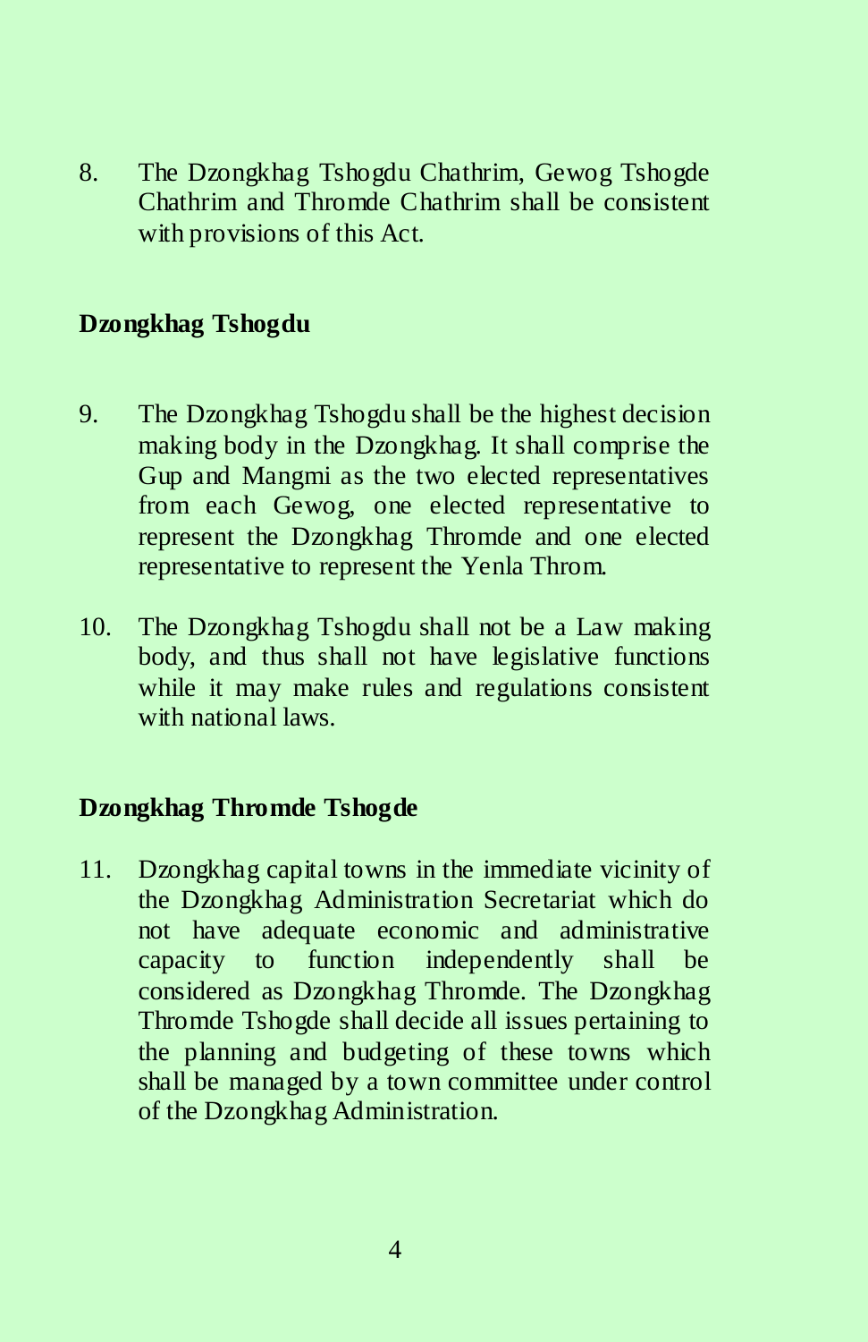8. The Dzongkhag Tshogdu Chathrim, Gewog Tshogde Chathrim and Thromde Chathrim shall be consistent with provisions of this Act.

**Dzongkhag Tshogdu**

9. The Dzongkhag Tshogdu shall be the highest decision making body in the Dzongkhag. It shall comprise the Gup and Mangmi as the two elected representatives from each Gewog, one elected representative to represent the Dzongkhag Thromde and one elected representative to represent the Yenla Throm.

10. The Dzongkhag Tshogdu shall not be a Law making body, and thus shall not have legislative functions while it may make rules and regulations consistent with national laws.

**Dzongkhag Thromde Tshogde**

11. Dzongkhag capital towns in the immediate vicinity of the Dzongkhag Administration Secretariat which do not have adequate economic and administrative capacity to function independently shall be considered as Dzongkhag Thromde. The Dzongkhag Thromde Tshogde shall decide all issues pertaining to the planning and budgeting of these towns which shall be managed by a town committee under control of the Dzongkhag Administration.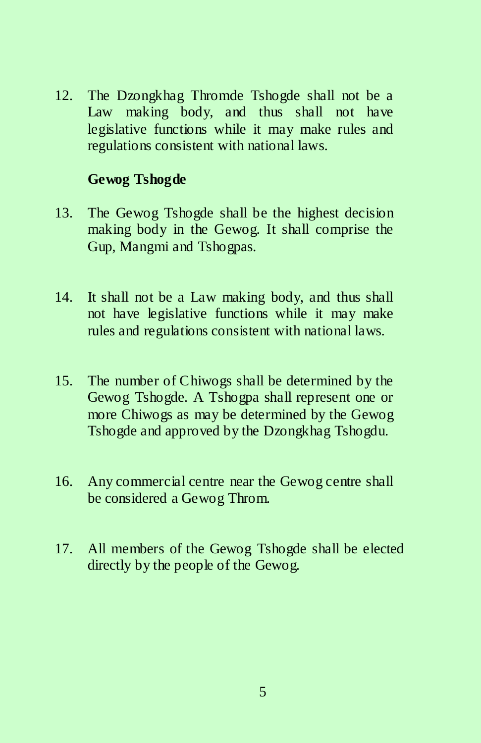12. The Dzongkhag Thromde Tshogde shall not be a Law making body, and thus shall not have legislative functions while it may make rules and regulations consistent with national laws.

**Gewog Tshogde**

13. The Gewog Tshogde shall be the highest decision making body in the Gewog. It shall comprise the Gup, Mangmi and Tshogpas.

14. It shall not be a Law making body, and thus shall not have legislative functions while it may make rules and regulations consistent with national laws.

15. The number of Chiwogs shall be determined by the Gewog Tshogde. A Tshogpa shall represent one or more Chiwogs as may be determined by the Gewog Tshogde and approved by the Dzongkhag Tshogdu.

16. Any commercial centre near the Gewog centre shall be considered a Gewog Throm.

17. All members of the Gewog Tshogde shall be elected directly by the people of the Gewog.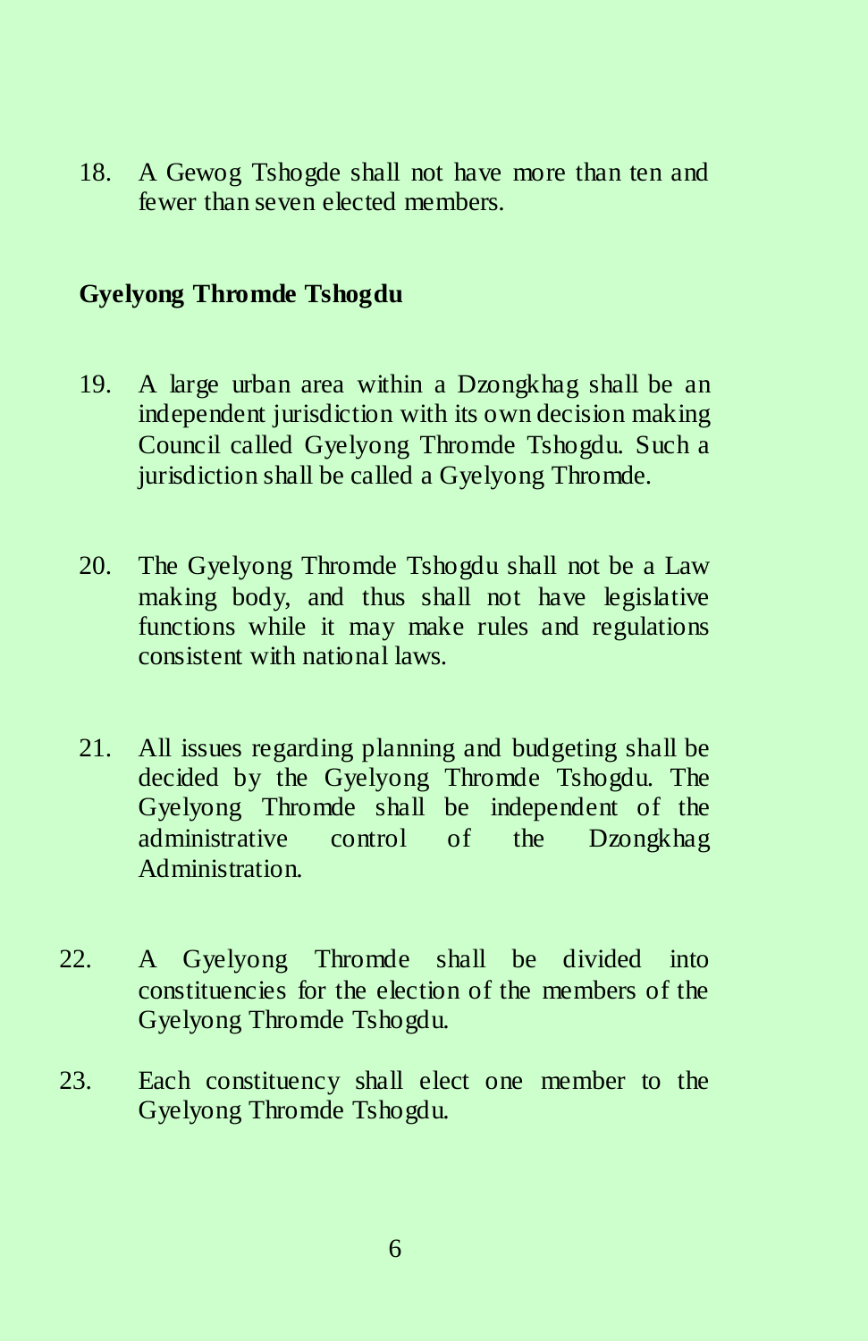18. A Gewog Tshogde shall not have more than ten and fewer than seven elected members.

**Gyelyong Thromde Tshogdu**

19. A large urban area within a Dzongkhag shall be an independent jurisdiction with its own decision making Council called Gyelyong Thromde Tshogdu. Such a jurisdiction shall be called a Gyelyong Thromde.

20. The Gyelyong Thromde Tshogdu shall not be a Law making body, and thus shall not have legislative functions while it may make rules and regulations consistent with national laws.

21. All issues regarding planning and budgeting shall be decided by the Gyelyong Thromde Tshogdu. The Gyelyong Thromde shall be independent of the administrative control of the Dzongkhag Administration.

22. A Gyelyong Thromde shall be divided into constituencies for the election of the members of the Gyelyong Thromde Tshogdu.

23. Each constituency shall elect one member to the Gyelyong Thromde Tshogdu.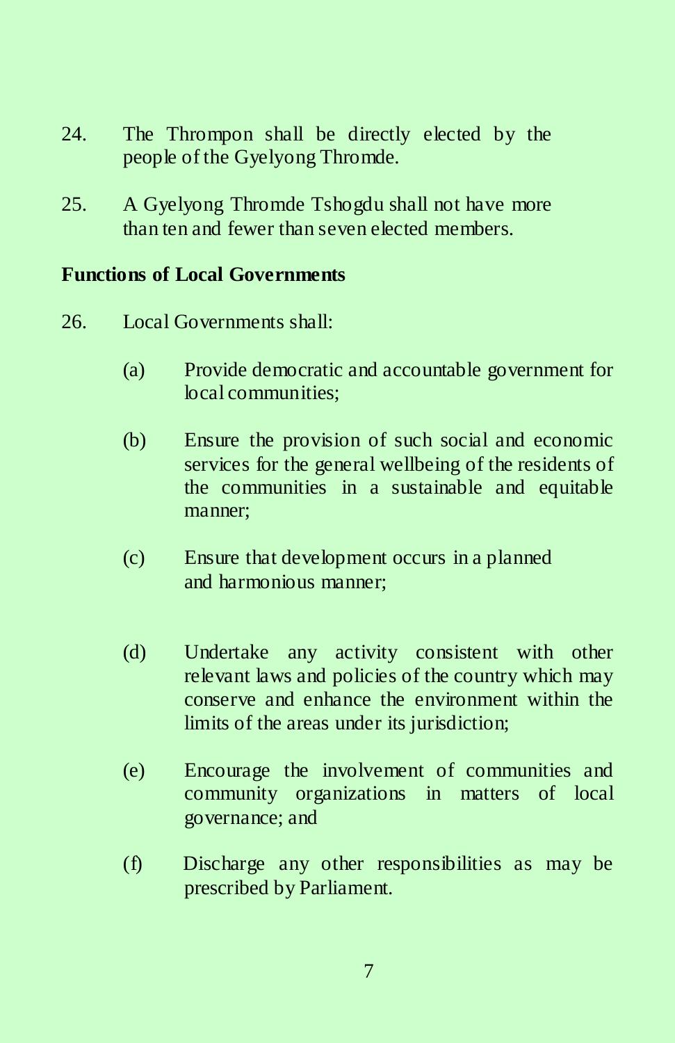24. The Thrompon shall be directly elected by the people of the Gyelyong Thromde.

25. A Gyelyong Thromde Tshogdu shall not have more than ten and fewer than seven elected members.

**Functions of Local Governments**

26. Local Governments shall:

    (a) Provide democratic and accountable government for local communities;

    (b) Ensure the provision of such social and economic services for the general wellbeing of the residents of the communities in a sustainable and equitable manner;

    (c) Ensure that development occurs in a planned and harmonious manner;

    (d) Undertake any activity consistent with other relevant laws and policies of the country which may conserve and enhance the environment within the limits of the areas under its jurisdiction;

    (e) Encourage the involvement of communities and community organizations in matters of local governance; and

    (f) Discharge any other responsibilities as may be prescribed by Parliament.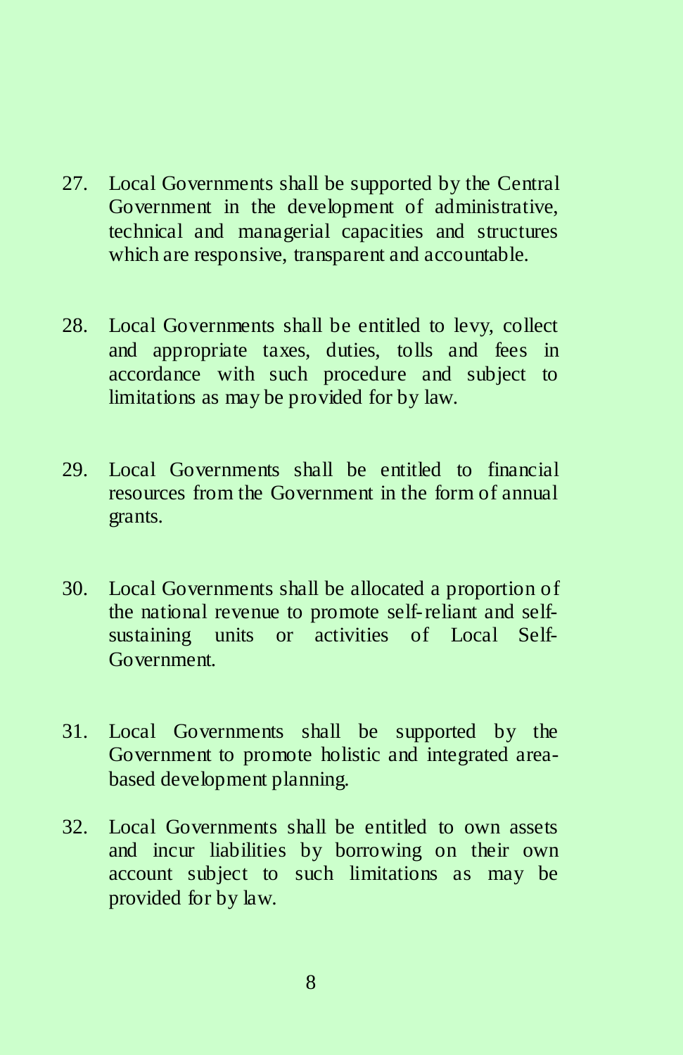27. Local Governments shall be supported by the Central Government in the development of administrative, technical and managerial capacities and structures which are responsive, transparent and accountable.

28. Local Governments shall be entitled to levy, collect and appropriate taxes, duties, tolls and fees in accordance with such procedure and subject to limitations as may be provided for by law.

29. Local Governments shall be entitled to financial resources from the Government in the form of annual grants.

30. Local Governments shall be allocated a proportion of the national revenue to promote self-reliant and self-sustaining units or activities of Local Self-Government.

31. Local Governments shall be supported by the Government to promote holistic and integrated area-based development planning.

32. Local Governments shall be entitled to own assets and incur liabilities by borrowing on their own account subject to such limitations as may be provided for by law.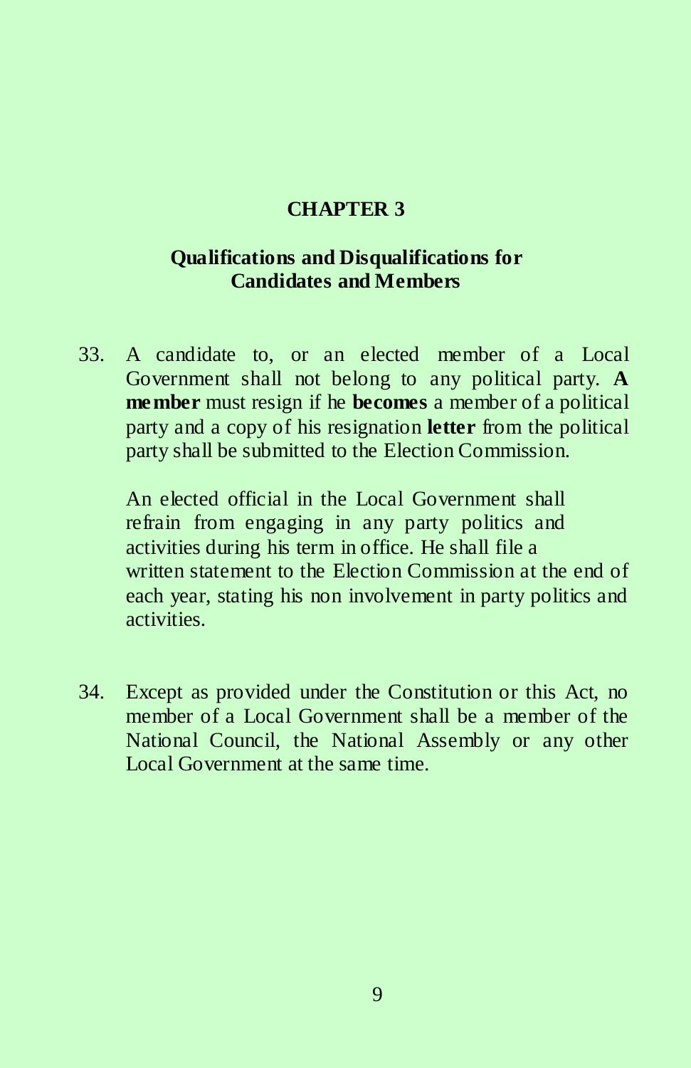# CHAPTER 3

## Qualifications and Disqualifications for Candidates and Members

33. A candidate to, or an elected member of a Local Government shall not belong to any political party. **A member** must resign if he **becomes** a member of a political party and a copy of his resignation **letter** from the political party shall be submitted to the Election Commission.

    An elected official in the Local Government shall refrain from engaging in any party politics and activities during his term in office. He shall file a written statement to the Election Commission at the end of each year, stating his non involvement in party politics and activities.

34. Except as provided under the Constitution or this Act, no member of a Local Government shall be a member of the National Council, the National Assembly or any other Local Government at the same time.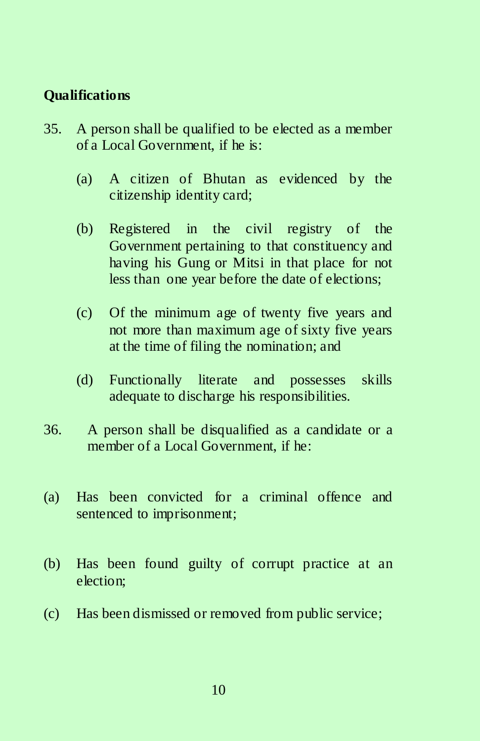**Qualifications**

35. A person shall be qualified to be elected as a member of a Local Government, if he is:

    (a) A citizen of Bhutan as evidenced by the citizenship identity card;

    (b) Registered in the civil registry of the Government pertaining to that constituency and having his Gung or Mitsi in that place for not less than one year before the date of elections;

    (c) Of the minimum age of twenty five years and not more than maximum age of sixty five years at the time of filing the nomination; and

    (d) Functionally literate and possesses skills adequate to discharge his responsibilities.

36. A person shall be disqualified as a candidate or a member of a Local Government, if he:

(a) Has been convicted for a criminal offence and sentenced to imprisonment;

(b) Has been found guilty of corrupt practice at an election;

(c) Has been dismissed or removed from public service;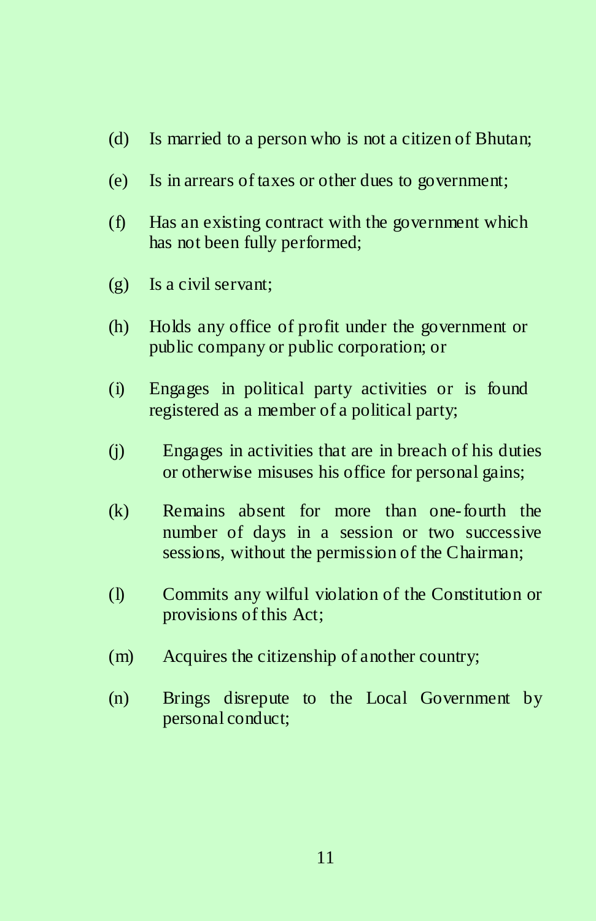(d) Is married to a person who is not a citizen of Bhutan;

(e) Is in arrears of taxes or other dues to government;

(f) Has an existing contract with the government which has not been fully performed;

(g) Is a civil servant;

(h) Holds any office of profit under the government or public company or public corporation; or

(i) Engages in political party activities or is found registered as a member of a political party;

(j) Engages in activities that are in breach of his duties or otherwise misuses his office for personal gains;

(k) Remains absent for more than one-fourth the number of days in a session or two successive sessions, without the permission of the Chairman;

(l) Commits any wilful violation of the Constitution or provisions of this Act;

(m) Acquires the citizenship of another country;

(n) Brings disrepute to the Local Government by personal conduct;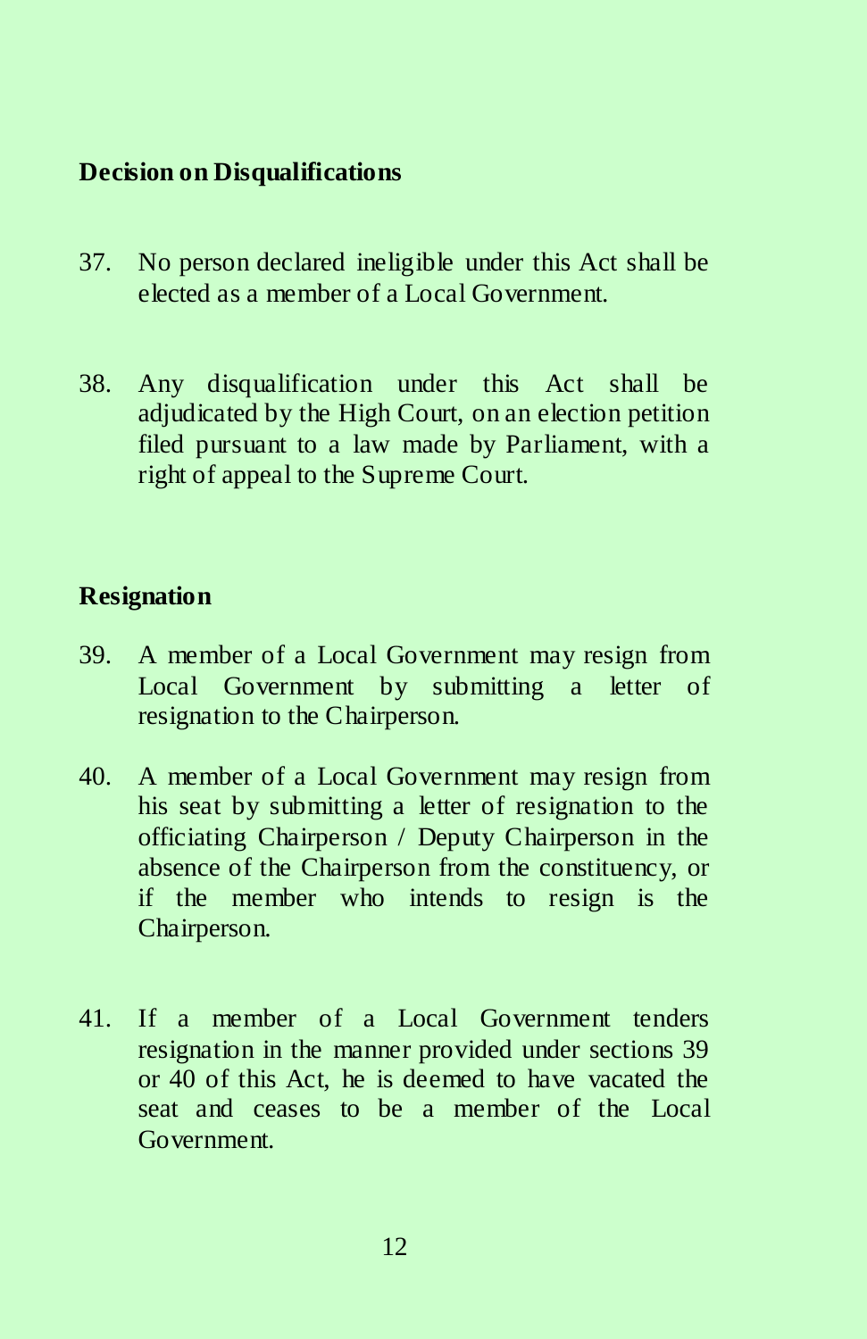## Decision on Disqualifications

37. No person declared ineligible under this Act shall be elected as a member of a Local Government.

38. Any disqualification under this Act shall be adjudicated by the High Court, on an election petition filed pursuant to a law made by Parliament, with a right of appeal to the Supreme Court.

## Resignation

39. A member of a Local Government may resign from Local Government by submitting a letter of resignation to the Chairperson.

40. A member of a Local Government may resign from his seat by submitting a letter of resignation to the officiating Chairperson / Deputy Chairperson in the absence of the Chairperson from the constituency, or if the member who intends to resign is the Chairperson.

41. If a member of a Local Government tenders resignation in the manner provided under sections 39 or 40 of this Act, he is deemed to have vacated the seat and ceases to be a member of the Local Government.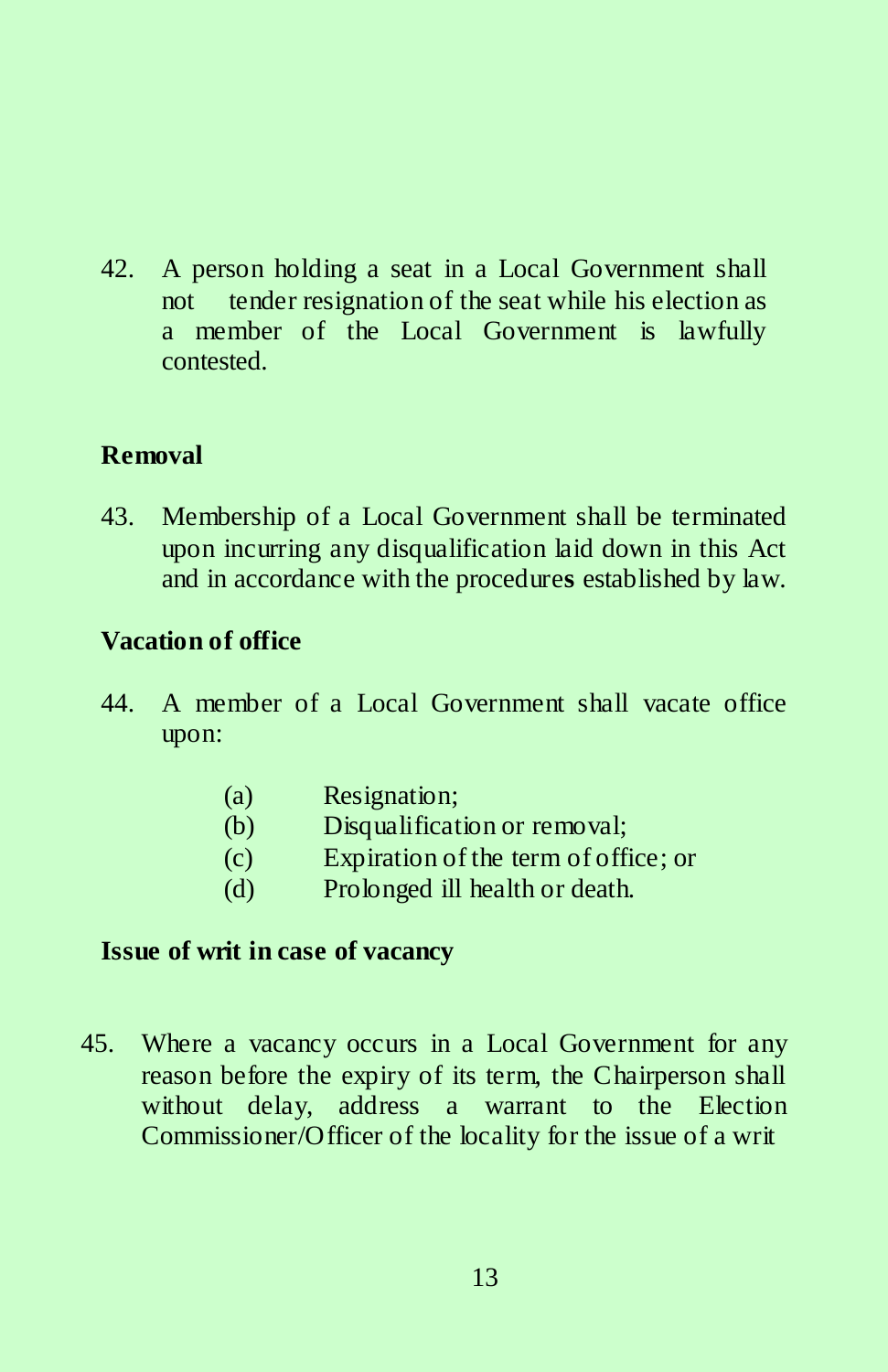42. A person holding a seat in a Local Government shall not tender resignation of the seat while his election as a member of the Local Government is lawfully contested.

**Removal**

43. Membership of a Local Government shall be terminated upon incurring any disqualification laid down in this Act and in accordance with the procedures established by law.

**Vacation of office**

44. A member of a Local Government shall vacate office upon:

    (a) Resignation;
    (b) Disqualification or removal;
    (c) Expiration of the term of office; or
    (d) Prolonged ill health or death.

**Issue of writ in case of vacancy**

45. Where a vacancy occurs in a Local Government for any reason before the expiry of its term, the Chairperson shall without delay, address a warrant to the Election Commissioner/Officer of the locality for the issue of a writ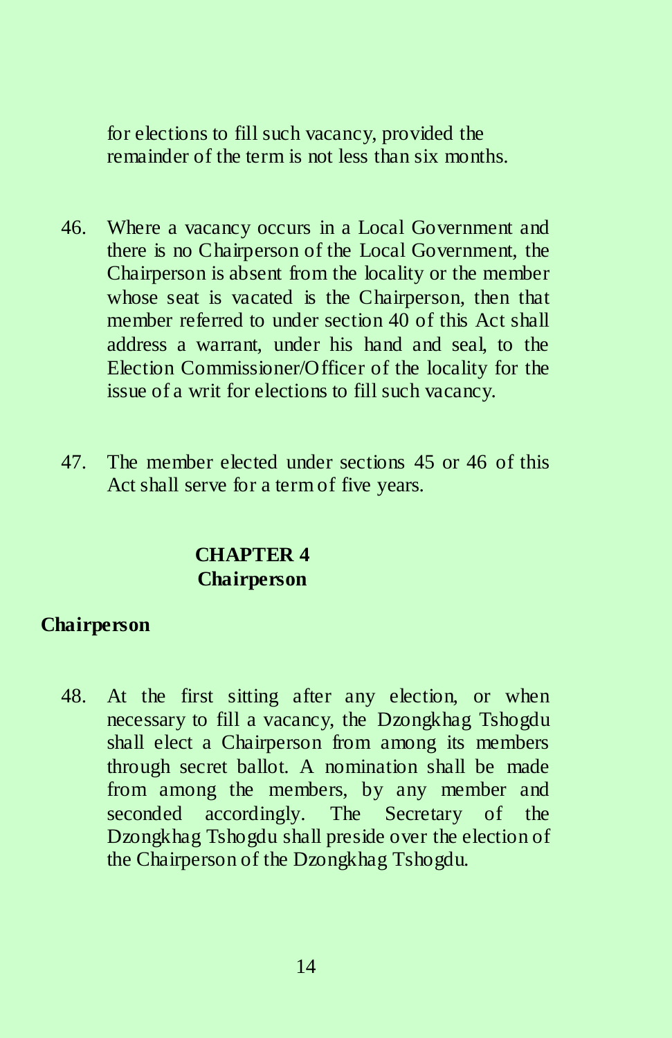for elections to fill such vacancy, provided the remainder of the term is not less than six months.

46. Where a vacancy occurs in a Local Government and there is no Chairperson of the Local Government, the Chairperson is absent from the locality or the member whose seat is vacated is the Chairperson, then that member referred to under section 40 of this Act shall address a warrant, under his hand and seal, to the Election Commissioner/Officer of the locality for the issue of a writ for elections to fill such vacancy.

47. The member elected under sections 45 or 46 of this Act shall serve for a term of five years.

## CHAPTER 4
## Chairperson

### Chairperson

48. At the first sitting after any election, or when necessary to fill a vacancy, the Dzongkhag Tshogdu shall elect a Chairperson from among its members through secret ballot. A nomination shall be made from among the members, by any member and seconded accordingly. The Secretary of the Dzongkhag Tshogdu shall preside over the election of the Chairperson of the Dzongkhag Tshogdu.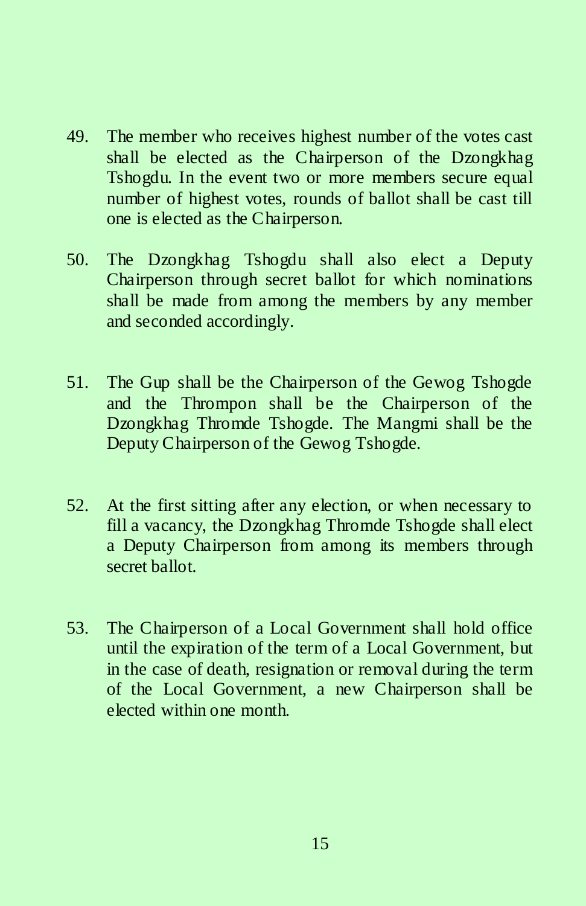49. The member who receives highest number of the votes cast shall be elected as the Chairperson of the Dzongkhag Tshogdu. In the event two or more members secure equal number of highest votes, rounds of ballot shall be cast till one is elected as the Chairperson.

50. The Dzongkhag Tshogdu shall also elect a Deputy Chairperson through secret ballot for which nominations shall be made from among the members by any member and seconded accordingly.

51. The Gup shall be the Chairperson of the Gewog Tshogde and the Thrompon shall be the Chairperson of the Dzongkhag Thromde Tshogde. The Mangmi shall be the Deputy Chairperson of the Gewog Tshogde.

52. At the first sitting after any election, or when necessary to fill a vacancy, the Dzongkhag Thromde Tshogde shall elect a Deputy Chairperson from among its members through secret ballot.

53. The Chairperson of a Local Government shall hold office until the expiration of the term of a Local Government, but in the case of death, resignation or removal during the term of the Local Government, a new Chairperson shall be elected within one month.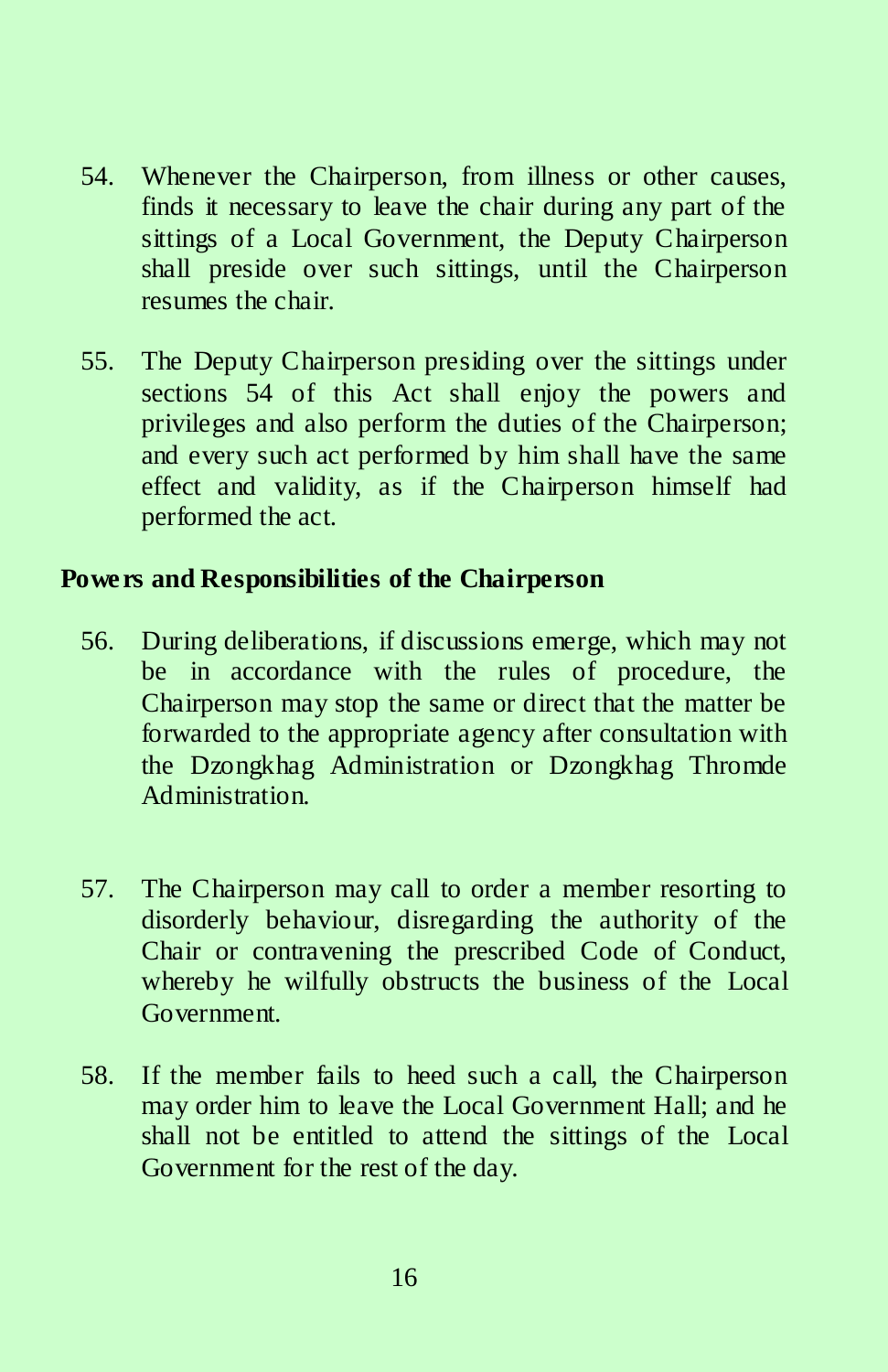54. Whenever the Chairperson, from illness or other causes, finds it necessary to leave the chair during any part of the sittings of a Local Government, the Deputy Chairperson shall preside over such sittings, until the Chairperson resumes the chair.

55. The Deputy Chairperson presiding over the sittings under sections 54 of this Act shall enjoy the powers and privileges and also perform the duties of the Chairperson; and every such act performed by him shall have the same effect and validity, as if the Chairperson himself had performed the act.

**Powers and Responsibilities of the Chairperson**

56. During deliberations, if discussions emerge, which may not be in accordance with the rules of procedure, the Chairperson may stop the same or direct that the matter be forwarded to the appropriate agency after consultation with the Dzongkhag Administration or Dzongkhag Thromde Administration.

57. The Chairperson may call to order a member resorting to disorderly behaviour, disregarding the authority of the Chair or contravening the prescribed Code of Conduct, whereby he wilfully obstructs the business of the Local Government.

58. If the member fails to heed such a call, the Chairperson may order him to leave the Local Government Hall; and he shall not be entitled to attend the sittings of the Local Government for the rest of the day.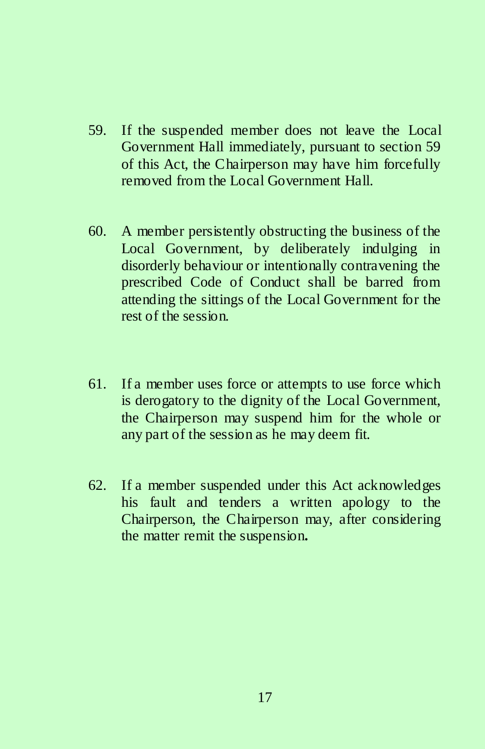59. If the suspended member does not leave the Local Government Hall immediately, pursuant to section 59 of this Act, the Chairperson may have him forcefully removed from the Local Government Hall.

60. A member persistently obstructing the business of the Local Government, by deliberately indulging in disorderly behaviour or intentionally contravening the prescribed Code of Conduct shall be barred from attending the sittings of the Local Government for the rest of the session.

61. If a member uses force or attempts to use force which is derogatory to the dignity of the Local Government, the Chairperson may suspend him for the whole or any part of the session as he may deem fit.

62. If a member suspended under this Act acknowledges his fault and tenders a written apology to the Chairperson, the Chairperson may, after considering the matter remit the suspension**.**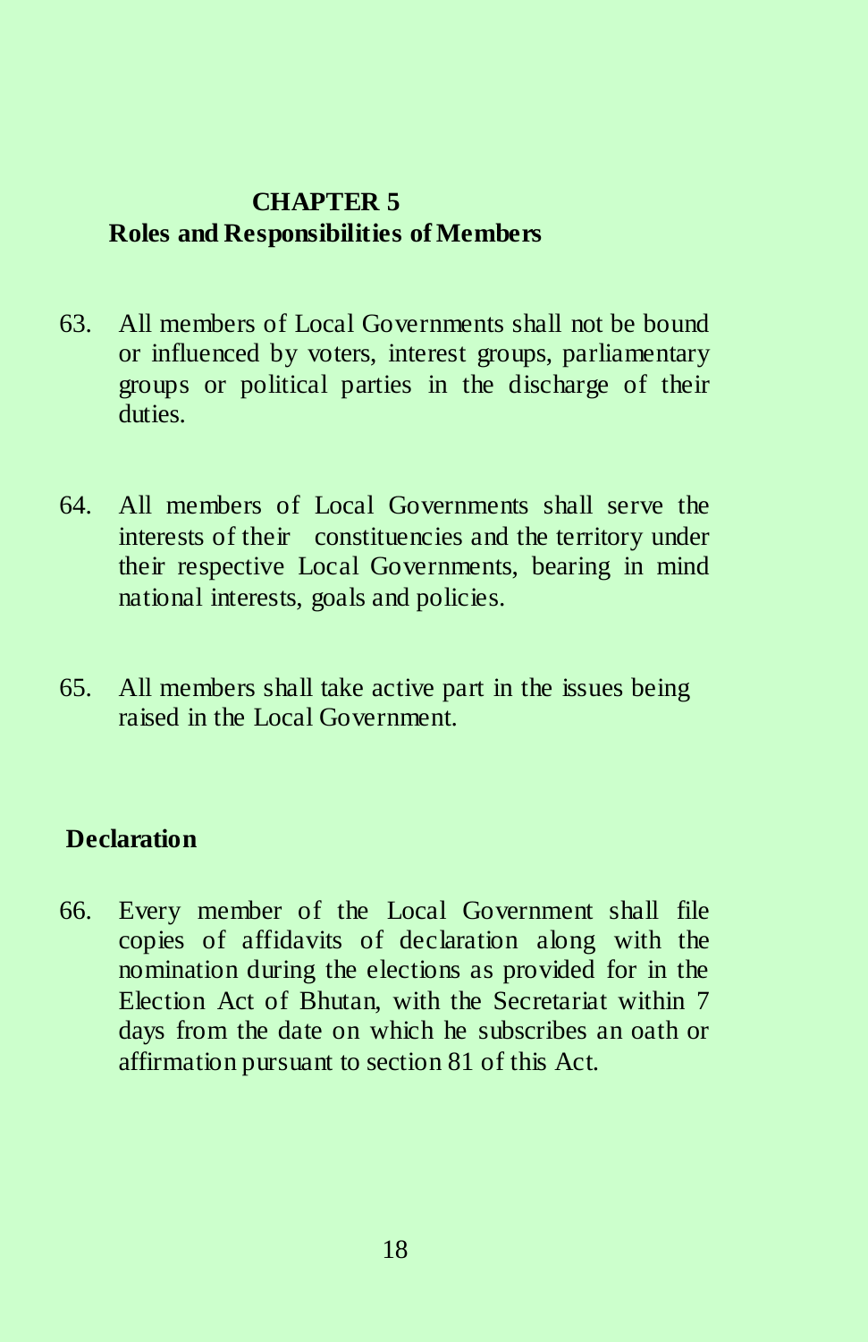## CHAPTER 5

## Roles and Responsibilities of Members

63. All members of Local Governments shall not be bound or influenced by voters, interest groups, parliamentary groups or political parties in the discharge of their duties.

64. All members of Local Governments shall serve the interests of their constituencies and the territory under their respective Local Governments, bearing in mind national interests, goals and policies.

65. All members shall take active part in the issues being raised in the Local Government.

### Declaration

66. Every member of the Local Government shall file copies of affidavits of declaration along with the nomination during the elections as provided for in the Election Act of Bhutan, with the Secretariat within 7 days from the date on which he subscribes an oath or affirmation pursuant to section 81 of this Act.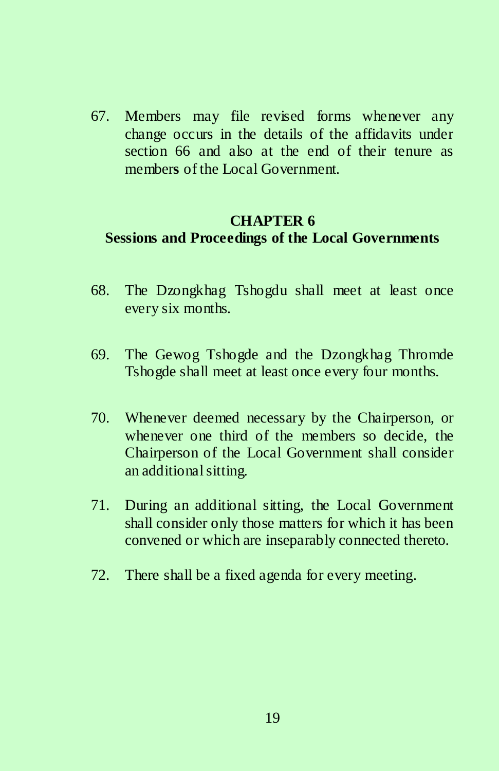67. Members may file revised forms whenever any change occurs in the details of the affidavits under section 66 and also at the end of their tenure as members of the Local Government.

## CHAPTER 6
## Sessions and Proceedings of the Local Governments

68. The Dzongkhag Tshogdu shall meet at least once every six months.

69. The Gewog Tshogde and the Dzongkhag Thromde Tshogde shall meet at least once every four months.

70. Whenever deemed necessary by the Chairperson, or whenever one third of the members so decide, the Chairperson of the Local Government shall consider an additional sitting.

71. During an additional sitting, the Local Government shall consider only those matters for which it has been convened or which are inseparably connected thereto.

72. There shall be a fixed agenda for every meeting.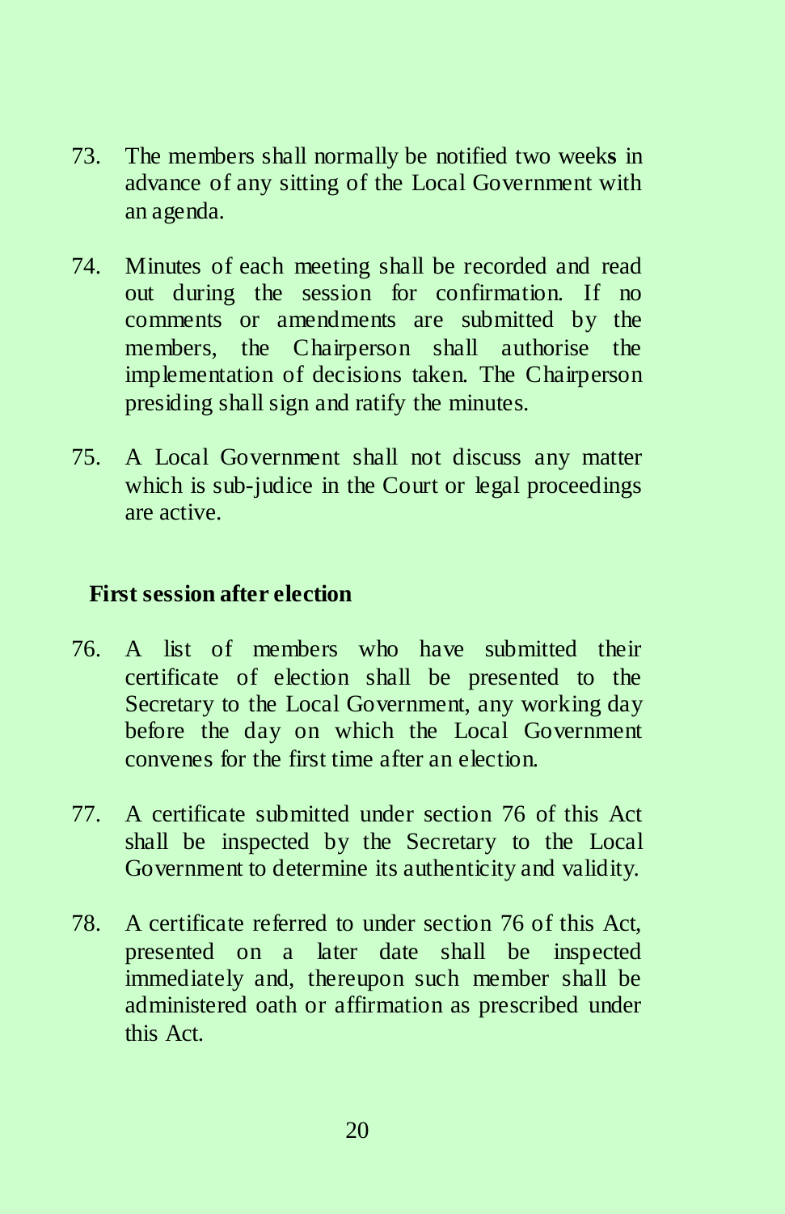73. The members shall normally be notified two weeks in advance of any sitting of the Local Government with an agenda.

74. Minutes of each meeting shall be recorded and read out during the session for confirmation. If no comments or amendments are submitted by the members, the Chairperson shall authorise the implementation of decisions taken. The Chairperson presiding shall sign and ratify the minutes.

75. A Local Government shall not discuss any matter which is sub-judice in the Court or legal proceedings are active.

**First session after election**

76. A list of members who have submitted their certificate of election shall be presented to the Secretary to the Local Government, any working day before the day on which the Local Government convenes for the first time after an election.

77. A certificate submitted under section 76 of this Act shall be inspected by the Secretary to the Local Government to determine its authenticity and validity.

78. A certificate referred to under section 76 of this Act, presented on a later date shall be inspected immediately and, thereupon such member shall be administered oath or affirmation as prescribed under this Act.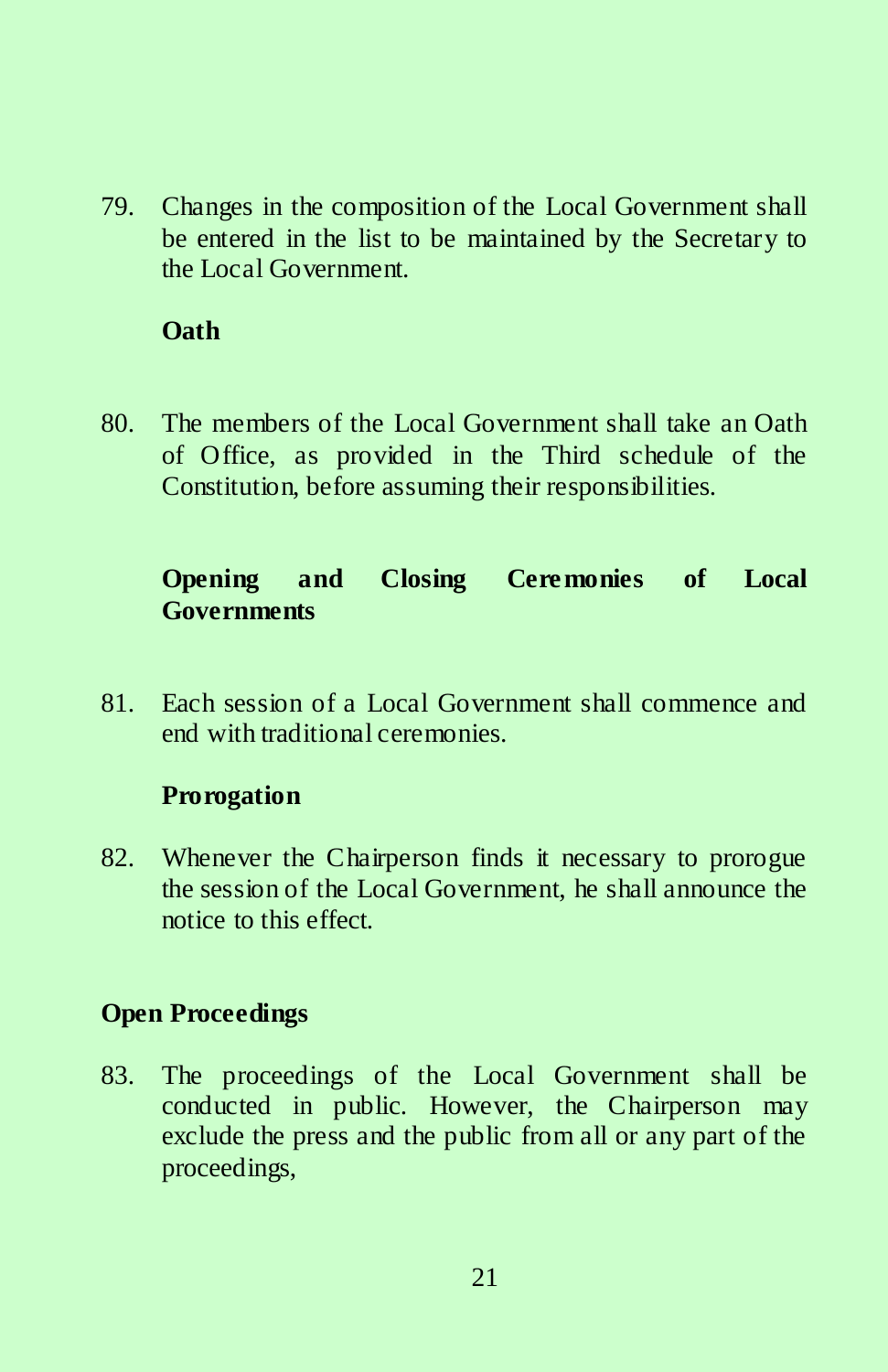79. Changes in the composition of the Local Government shall be entered in the list to be maintained by the Secretary to the Local Government.

**Oath**

80. The members of the Local Government shall take an Oath of Office, as provided in the Third schedule of the Constitution, before assuming their responsibilities.

**Opening and Closing Ceremonies of Local Governments**

81. Each session of a Local Government shall commence and end with traditional ceremonies.

**Prorogation**

82. Whenever the Chairperson finds it necessary to prorogue the session of the Local Government, he shall announce the notice to this effect.

**Open Proceedings**

83. The proceedings of the Local Government shall be conducted in public. However, the Chairperson may exclude the press and the public from all or any part of the proceedings,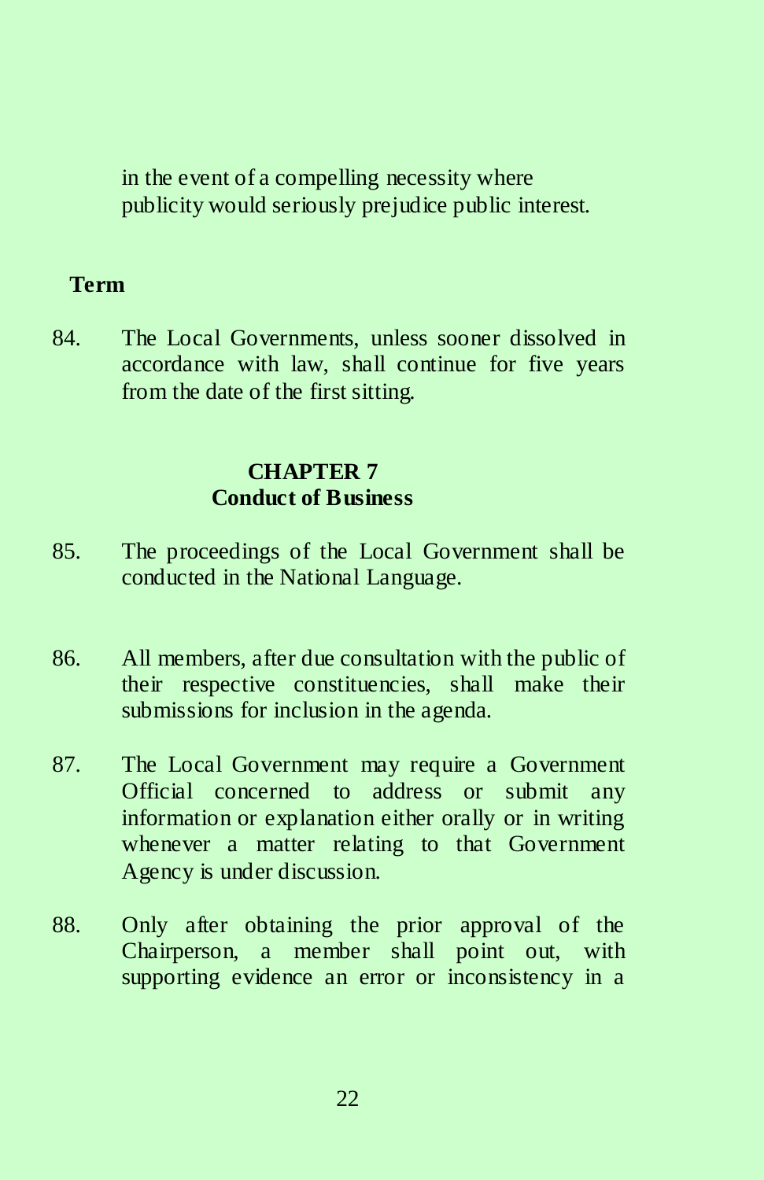in the event of a compelling necessity where publicity would seriously prejudice public interest.

**Term**

84. The Local Governments, unless sooner dissolved in accordance with law, shall continue for five years from the date of the first sitting.

## CHAPTER 7
## Conduct of Business

85. The proceedings of the Local Government shall be conducted in the National Language.

86. All members, after due consultation with the public of their respective constituencies, shall make their submissions for inclusion in the agenda.

87. The Local Government may require a Government Official concerned to address or submit any information or explanation either orally or in writing whenever a matter relating to that Government Agency is under discussion.

88. Only after obtaining the prior approval of the Chairperson, a member shall point out, with supporting evidence an error or inconsistency in a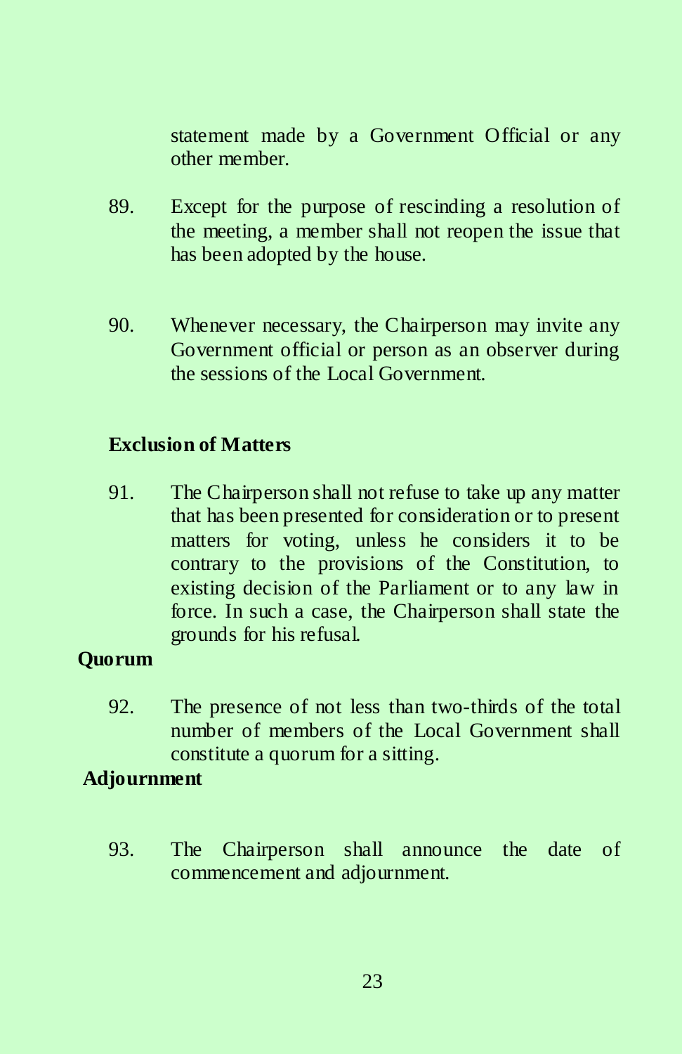statement made by a Government Official or any other member.

89. Except for the purpose of rescinding a resolution of the meeting, a member shall not reopen the issue that has been adopted by the house.

90. Whenever necessary, the Chairperson may invite any Government official or person as an observer during the sessions of the Local Government.

**Exclusion of Matters**

91. The Chairperson shall not refuse to take up any matter that has been presented for consideration or to present matters for voting, unless he considers it to be contrary to the provisions of the Constitution, to existing decision of the Parliament or to any law in force. In such a case, the Chairperson shall state the grounds for his refusal.

**Quorum**

92. The presence of not less than two-thirds of the total number of members of the Local Government shall constitute a quorum for a sitting.

**Adjournment**

93. The Chairperson shall announce the date of commencement and adjournment.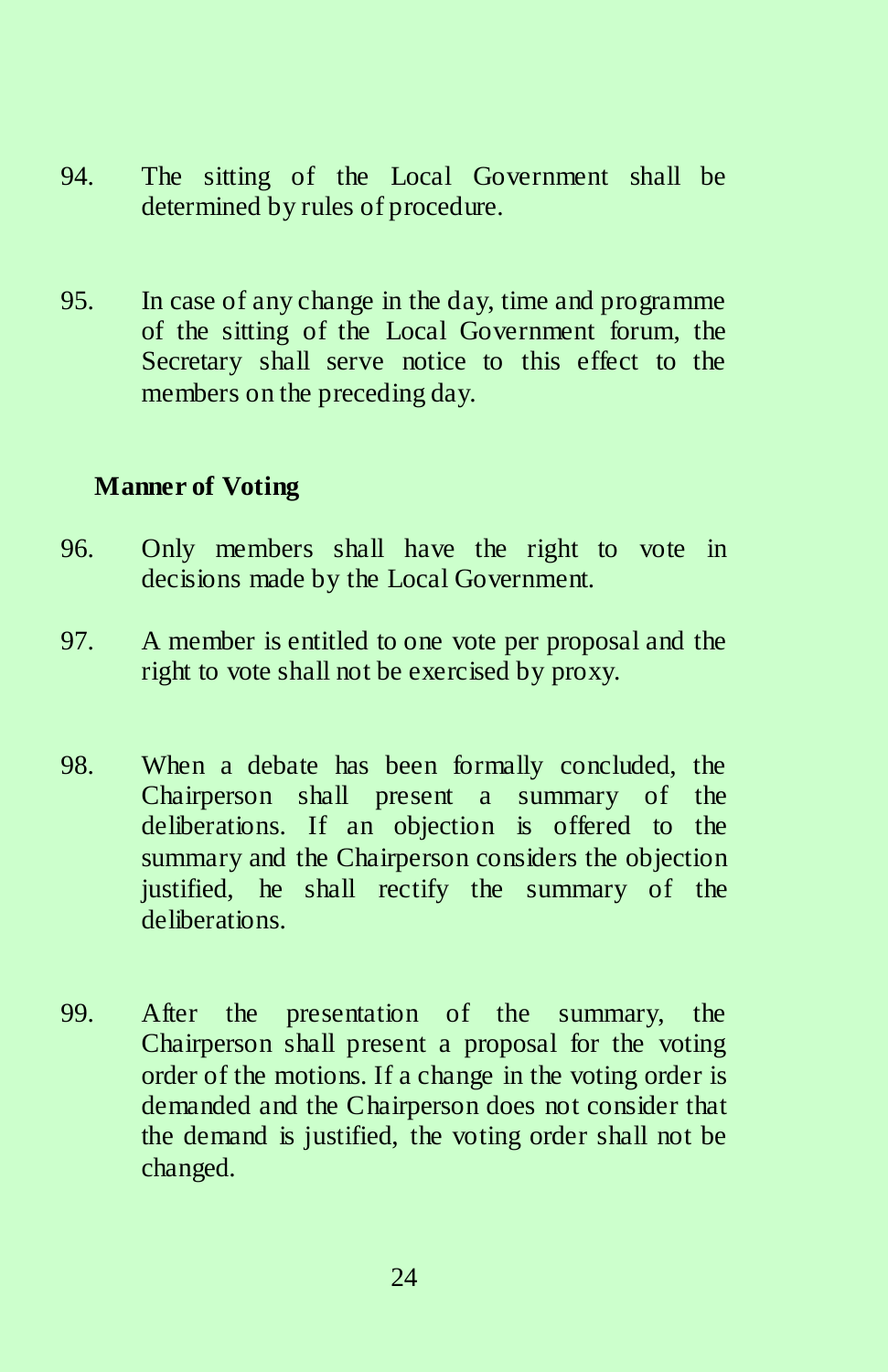94. The sitting of the Local Government shall be determined by rules of procedure.

95. In case of any change in the day, time and programme of the sitting of the Local Government forum, the Secretary shall serve notice to this effect to the members on the preceding day.

**Manner of Voting**

96. Only members shall have the right to vote in decisions made by the Local Government.

97. A member is entitled to one vote per proposal and the right to vote shall not be exercised by proxy.

98. When a debate has been formally concluded, the Chairperson shall present a summary of the deliberations. If an objection is offered to the summary and the Chairperson considers the objection justified, he shall rectify the summary of the deliberations.

99. After the presentation of the summary, the Chairperson shall present a proposal for the voting order of the motions. If a change in the voting order is demanded and the Chairperson does not consider that the demand is justified, the voting order shall not be changed.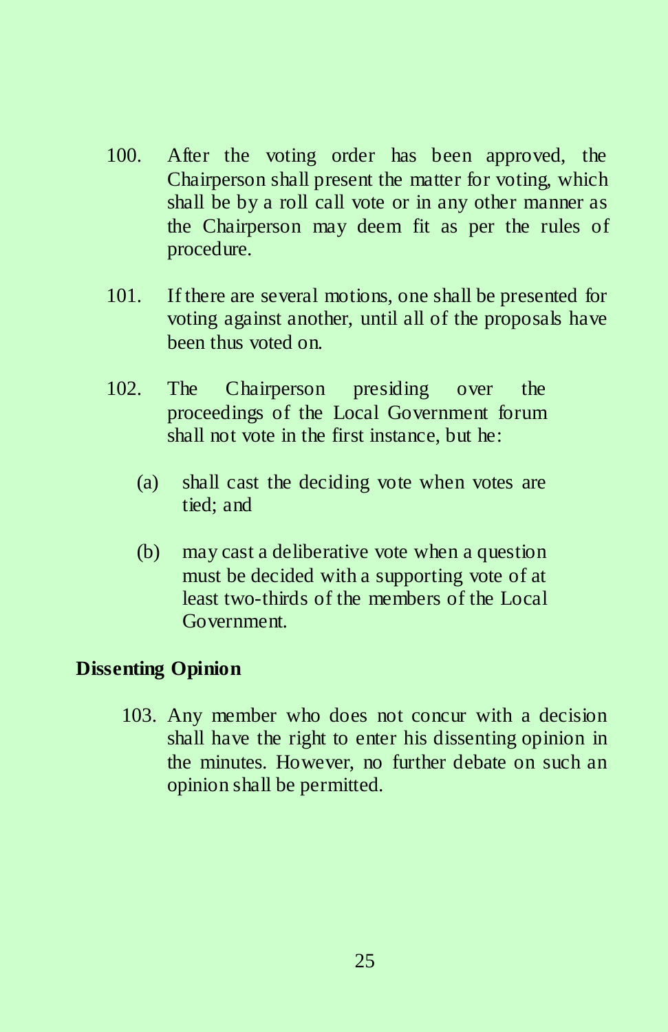100. After the voting order has been approved, the Chairperson shall present the matter for voting, which shall be by a roll call vote or in any other manner as the Chairperson may deem fit as per the rules of procedure.

101. If there are several motions, one shall be presented for voting against another, until all of the proposals have been thus voted on.

102. The Chairperson presiding over the proceedings of the Local Government forum shall not vote in the first instance, but he:

    (a) shall cast the deciding vote when votes are tied; and

    (b) may cast a deliberative vote when a question must be decided with a supporting vote of at least two-thirds of the members of the Local Government.

**Dissenting Opinion**

103. Any member who does not concur with a decision shall have the right to enter his dissenting opinion in the minutes. However, no further debate on such an opinion shall be permitted.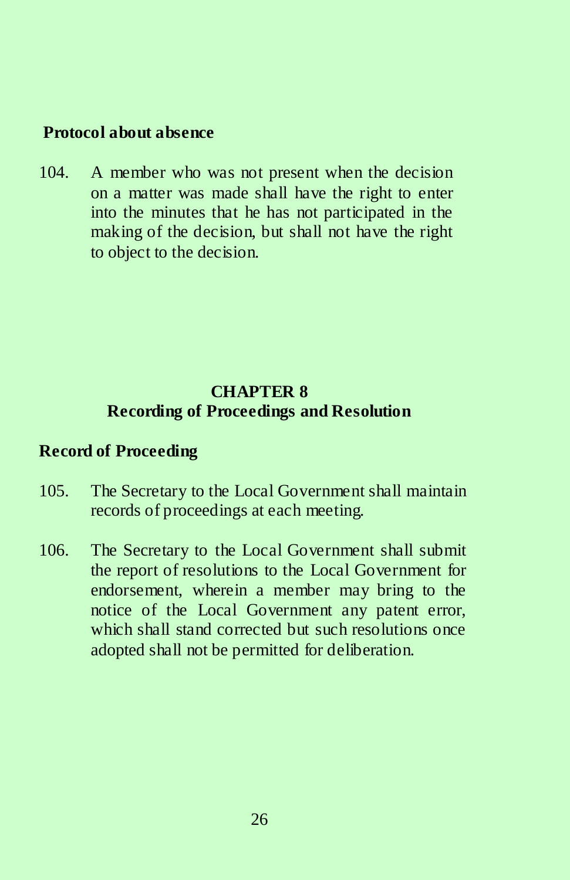**Protocol about absence**

104. A member who was not present when the decision on a matter was made shall have the right to enter into the minutes that he has not participated in the making of the decision, but shall not have the right to object to the decision.

## CHAPTER 8
## Recording of Proceedings and Resolution

**Record of Proceeding**

105. The Secretary to the Local Government shall maintain records of proceedings at each meeting.

106. The Secretary to the Local Government shall submit the report of resolutions to the Local Government for endorsement, wherein a member may bring to the notice of the Local Government any patent error, which shall stand corrected but such resolutions once adopted shall not be permitted for deliberation.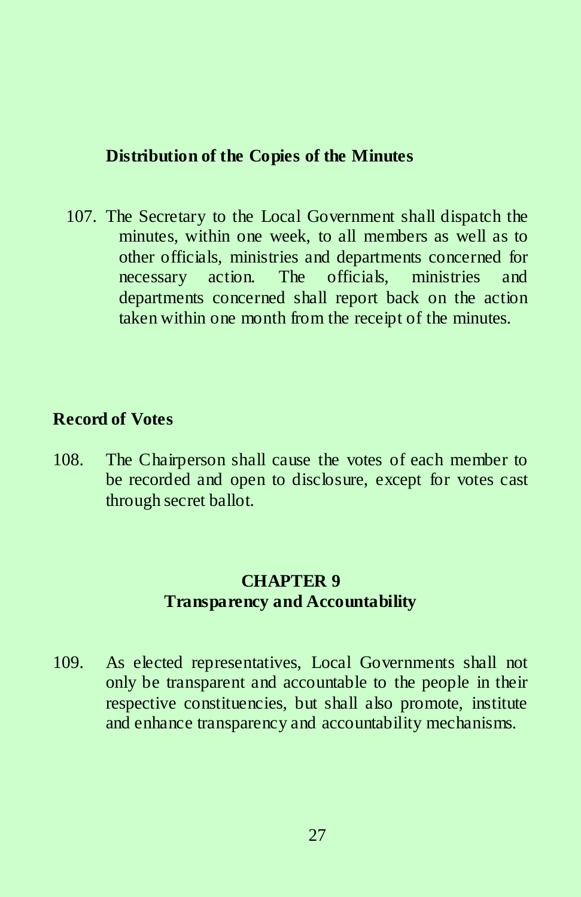### Distribution of the Copies of the Minutes

107. The Secretary to the Local Government shall dispatch the minutes, within one week, to all members as well as to other officials, ministries and departments concerned for necessary action. The officials, ministries and departments concerned shall report back on the action taken within one month from the receipt of the minutes.

### Record of Votes

108. The Chairperson shall cause the votes of each member to be recorded and open to disclosure, except for votes cast through secret ballot.

## CHAPTER 9
## Transparency and Accountability

109. As elected representatives, Local Governments shall not only be transparent and accountable to the people in their respective constituencies, but shall also promote, institute and enhance transparency and accountability mechanisms.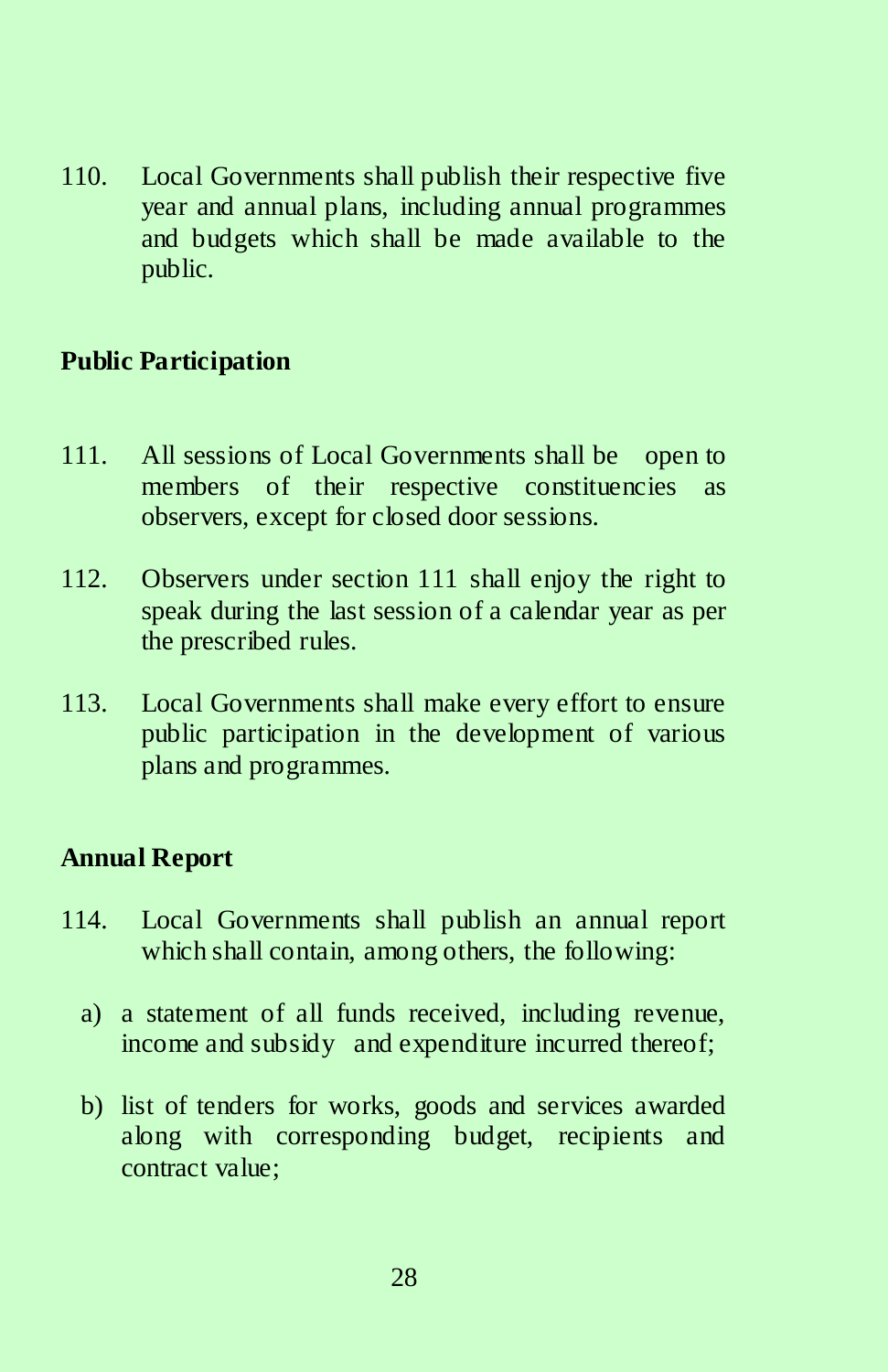110. Local Governments shall publish their respective five year and annual plans, including annual programmes and budgets which shall be made available to the public.

**Public Participation**

111. All sessions of Local Governments shall be open to members of their respective constituencies as observers, except for closed door sessions.

112. Observers under section 111 shall enjoy the right to speak during the last session of a calendar year as per the prescribed rules.

113. Local Governments shall make every effort to ensure public participation in the development of various plans and programmes.

**Annual Report**

114. Local Governments shall publish an annual report which shall contain, among others, the following:

a) a statement of all funds received, including revenue, income and subsidy and expenditure incurred thereof;

b) list of tenders for works, goods and services awarded along with corresponding budget, recipients and contract value;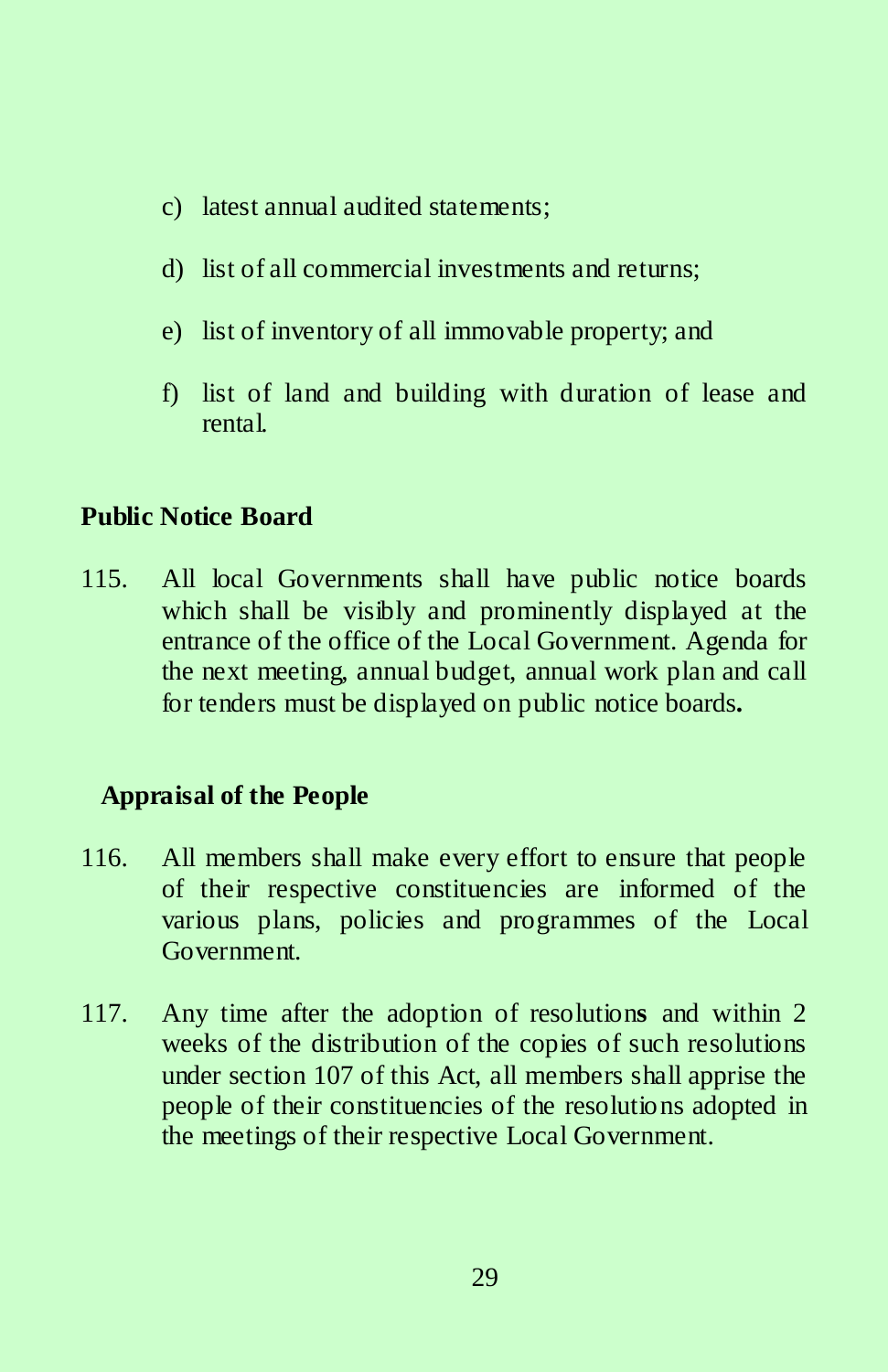c) latest annual audited statements;

d) list of all commercial investments and returns;

e) list of inventory of all immovable property; and

f) list of land and building with duration of lease and rental.

**Public Notice Board**

115. All local Governments shall have public notice boards which shall be visibly and prominently displayed at the entrance of the office of the Local Government. Agenda for the next meeting, annual budget, annual work plan and call for tenders must be displayed on public notice boards**.**

**Appraisal of the People**

116. All members shall make every effort to ensure that people of their respective constituencies are informed of the various plans, policies and programmes of the Local Government.

117. Any time after the adoption of resolution**s** and within 2 weeks of the distribution of the copies of such resolutions under section 107 of this Act, all members shall apprise the people of their constituencies of the resolutions adopted in the meetings of their respective Local Government.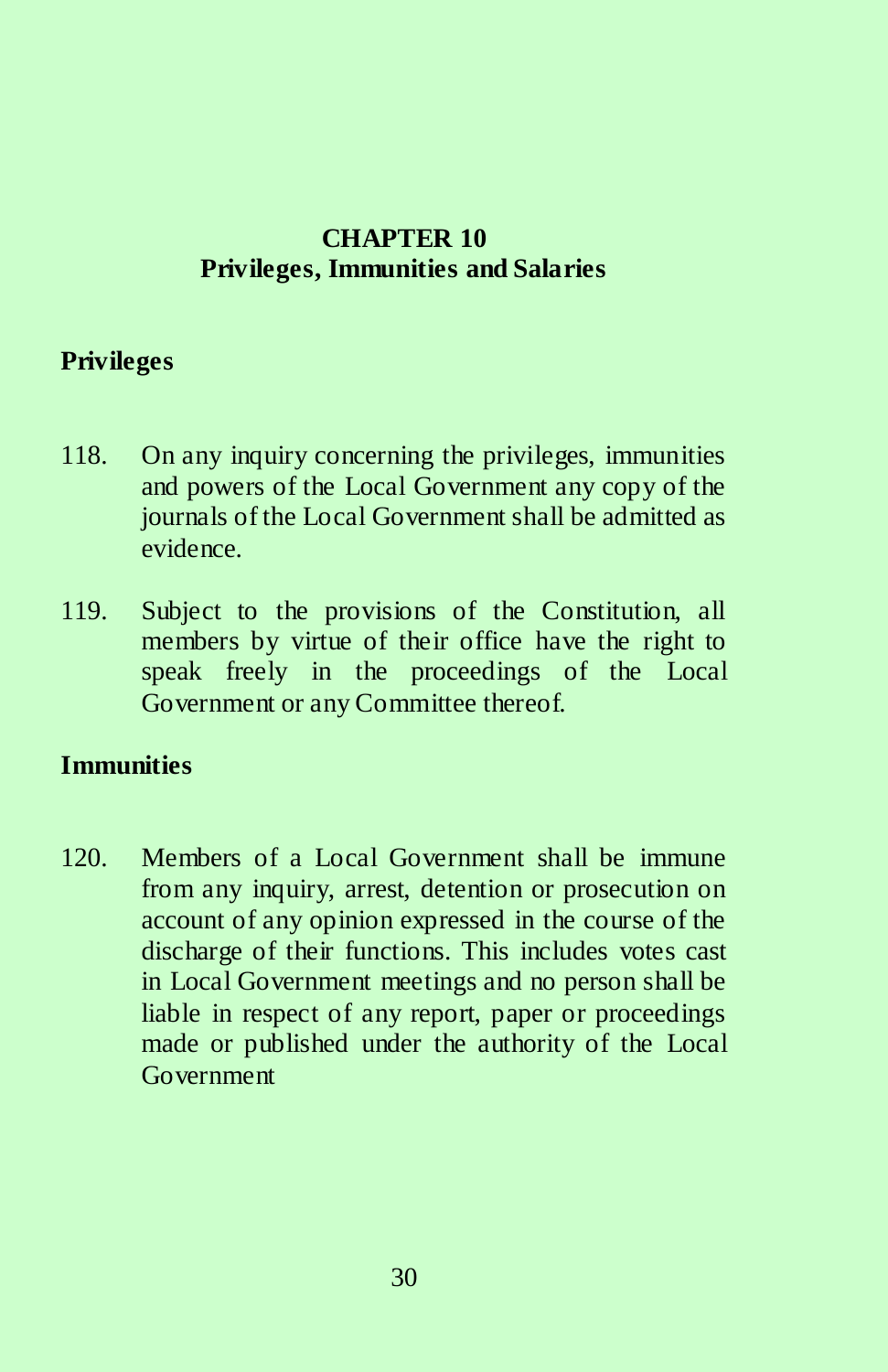## CHAPTER 10
## Privileges, Immunities and Salaries

### Privileges

118. On any inquiry concerning the privileges, immunities and powers of the Local Government any copy of the journals of the Local Government shall be admitted as evidence.

119. Subject to the provisions of the Constitution, all members by virtue of their office have the right to speak freely in the proceedings of the Local Government or any Committee thereof.

### Immunities

120. Members of a Local Government shall be immune from any inquiry, arrest, detention or prosecution on account of any opinion expressed in the course of the discharge of their functions. This includes votes cast in Local Government meetings and no person shall be liable in respect of any report, paper or proceedings made or published under the authority of the Local Government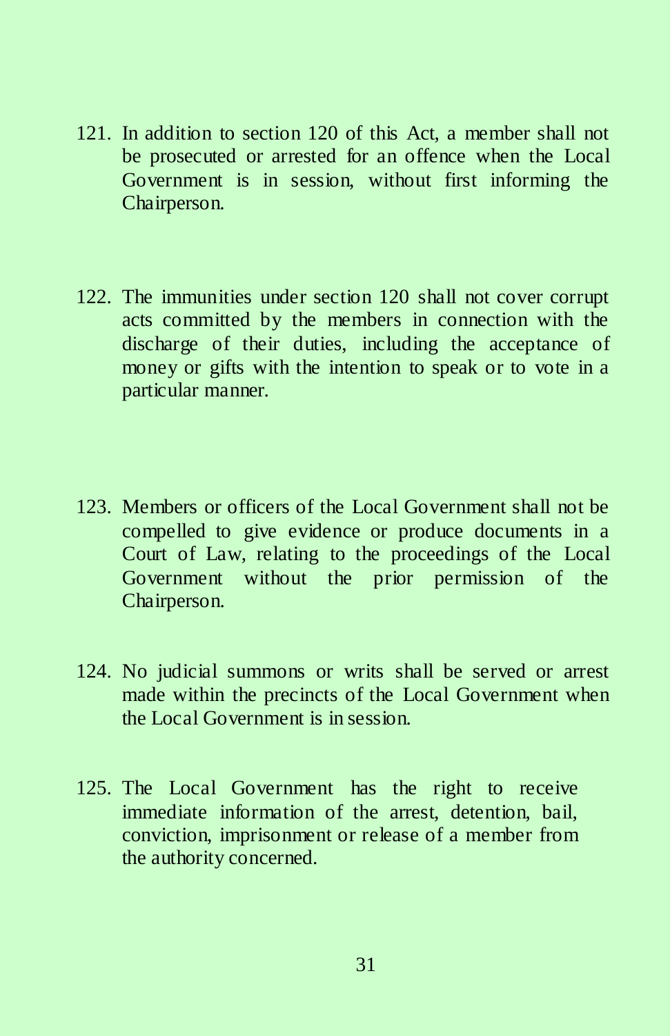121. In addition to section 120 of this Act, a member shall not be prosecuted or arrested for an offence when the Local Government is in session, without first informing the Chairperson.

122. The immunities under section 120 shall not cover corrupt acts committed by the members in connection with the discharge of their duties, including the acceptance of money or gifts with the intention to speak or to vote in a particular manner.

123. Members or officers of the Local Government shall not be compelled to give evidence or produce documents in a Court of Law, relating to the proceedings of the Local Government without the prior permission of the Chairperson.

124. No judicial summons or writs shall be served or arrest made within the precincts of the Local Government when the Local Government is in session.

125. The Local Government has the right to receive immediate information of the arrest, detention, bail, conviction, imprisonment or release of a member from the authority concerned.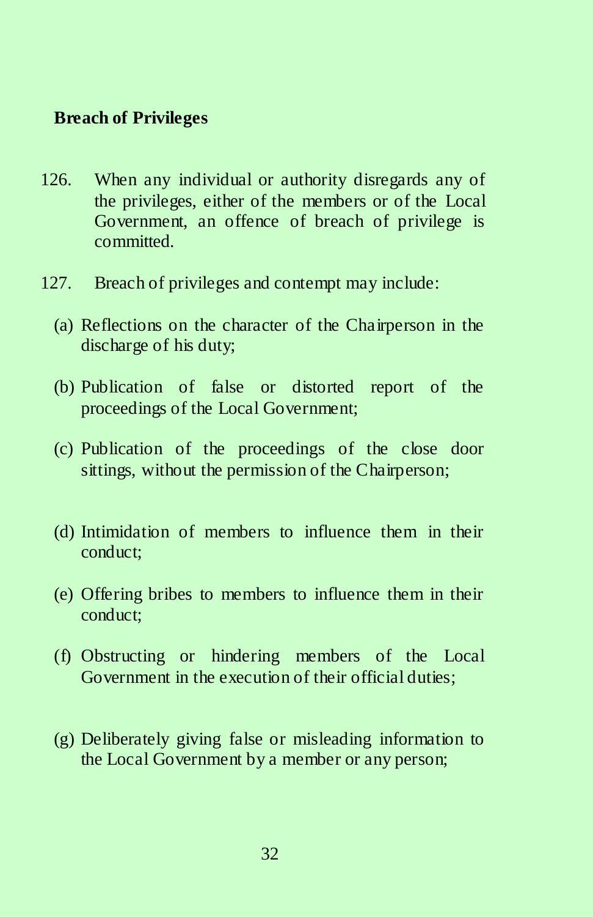**Breach of Privileges**

126. When any individual or authority disregards any of the privileges, either of the members or of the Local Government, an offence of breach of privilege is committed.

127. Breach of privileges and contempt may include:

(a) Reflections on the character of the Chairperson in the discharge of his duty;

(b) Publication of false or distorted report of the proceedings of the Local Government;

(c) Publication of the proceedings of the close door sittings, without the permission of the Chairperson;

(d) Intimidation of members to influence them in their conduct;

(e) Offering bribes to members to influence them in their conduct;

(f) Obstructing or hindering members of the Local Government in the execution of their official duties;

(g) Deliberately giving false or misleading information to the Local Government by a member or any person;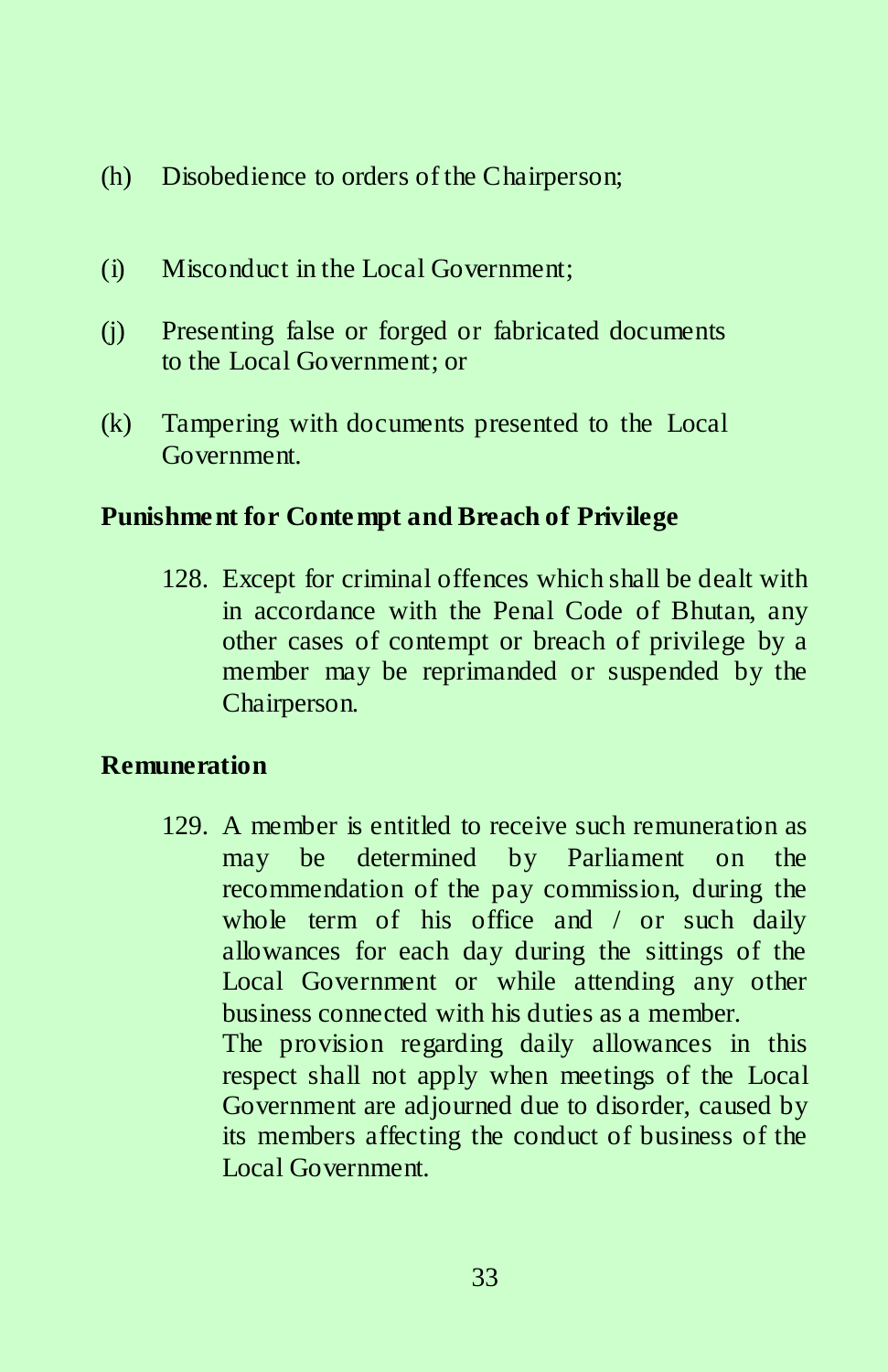(h) Disobedience to orders of the Chairperson;

(i) Misconduct in the Local Government;

(j) Presenting false or forged or fabricated documents to the Local Government; or

(k) Tampering with documents presented to the Local Government.

**Punishment for Contempt and Breach of Privilege**

128. Except for criminal offences which shall be dealt with in accordance with the Penal Code of Bhutan, any other cases of contempt or breach of privilege by a member may be reprimanded or suspended by the Chairperson.

**Remuneration**

129. A member is entitled to receive such remuneration as may be determined by Parliament on the recommendation of the pay commission, during the whole term of his office and / or such daily allowances for each day during the sittings of the Local Government or while attending any other business connected with his duties as a member.
The provision regarding daily allowances in this respect shall not apply when meetings of the Local Government are adjourned due to disorder, caused by its members affecting the conduct of business of the Local Government.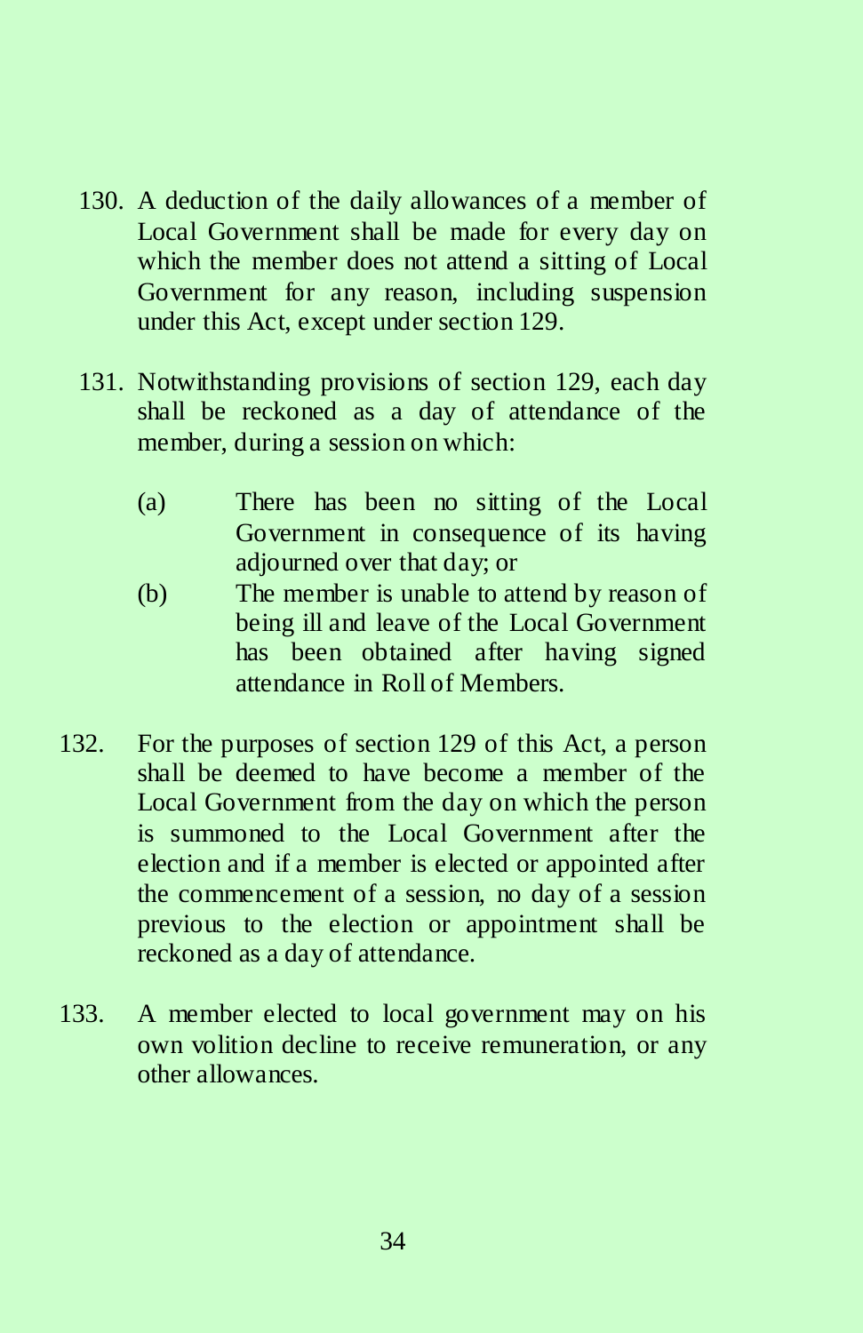130. A deduction of the daily allowances of a member of Local Government shall be made for every day on which the member does not attend a sitting of Local Government for any reason, including suspension under this Act, except under section 129.

131. Notwithstanding provisions of section 129, each day shall be reckoned as a day of attendance of the member, during a session on which:

    (a) There has been no sitting of the Local Government in consequence of its having adjourned over that day; or

    (b) The member is unable to attend by reason of being ill and leave of the Local Government has been obtained after having signed attendance in Roll of Members.

132. For the purposes of section 129 of this Act, a person shall be deemed to have become a member of the Local Government from the day on which the person is summoned to the Local Government after the election and if a member is elected or appointed after the commencement of a session, no day of a session previous to the election or appointment shall be reckoned as a day of attendance.

133. A member elected to local government may on his own volition decline to receive remuneration, or any other allowances.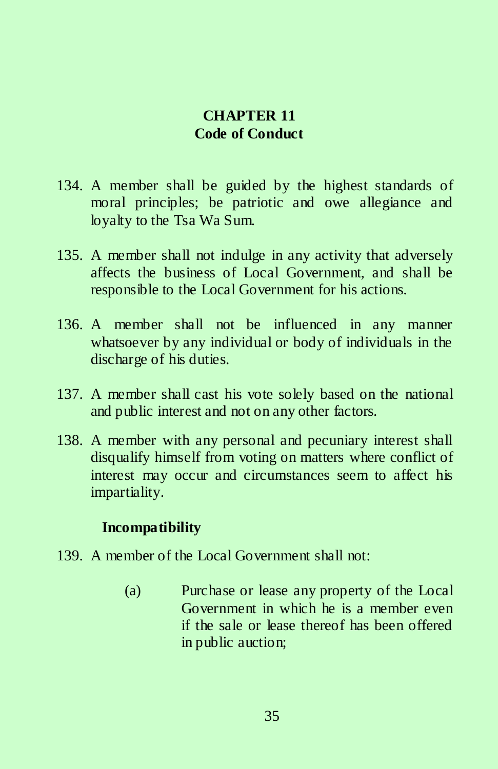## CHAPTER 11
## Code of Conduct

134. A member shall be guided by the highest standards of moral principles; be patriotic and owe allegiance and loyalty to the Tsa Wa Sum.

135. A member shall not indulge in any activity that adversely affects the business of Local Government, and shall be responsible to the Local Government for his actions.

136. A member shall not be influenced in any manner whatsoever by any individual or body of individuals in the discharge of his duties.

137. A member shall cast his vote solely based on the national and public interest and not on any other factors.

138. A member with any personal and pecuniary interest shall disqualify himself from voting on matters where conflict of interest may occur and circumstances seem to affect his impartiality.

### Incompatibility

139. A member of the Local Government shall not:

    (a) Purchase or lease any property of the Local Government in which he is a member even if the sale or lease thereof has been offered in public auction;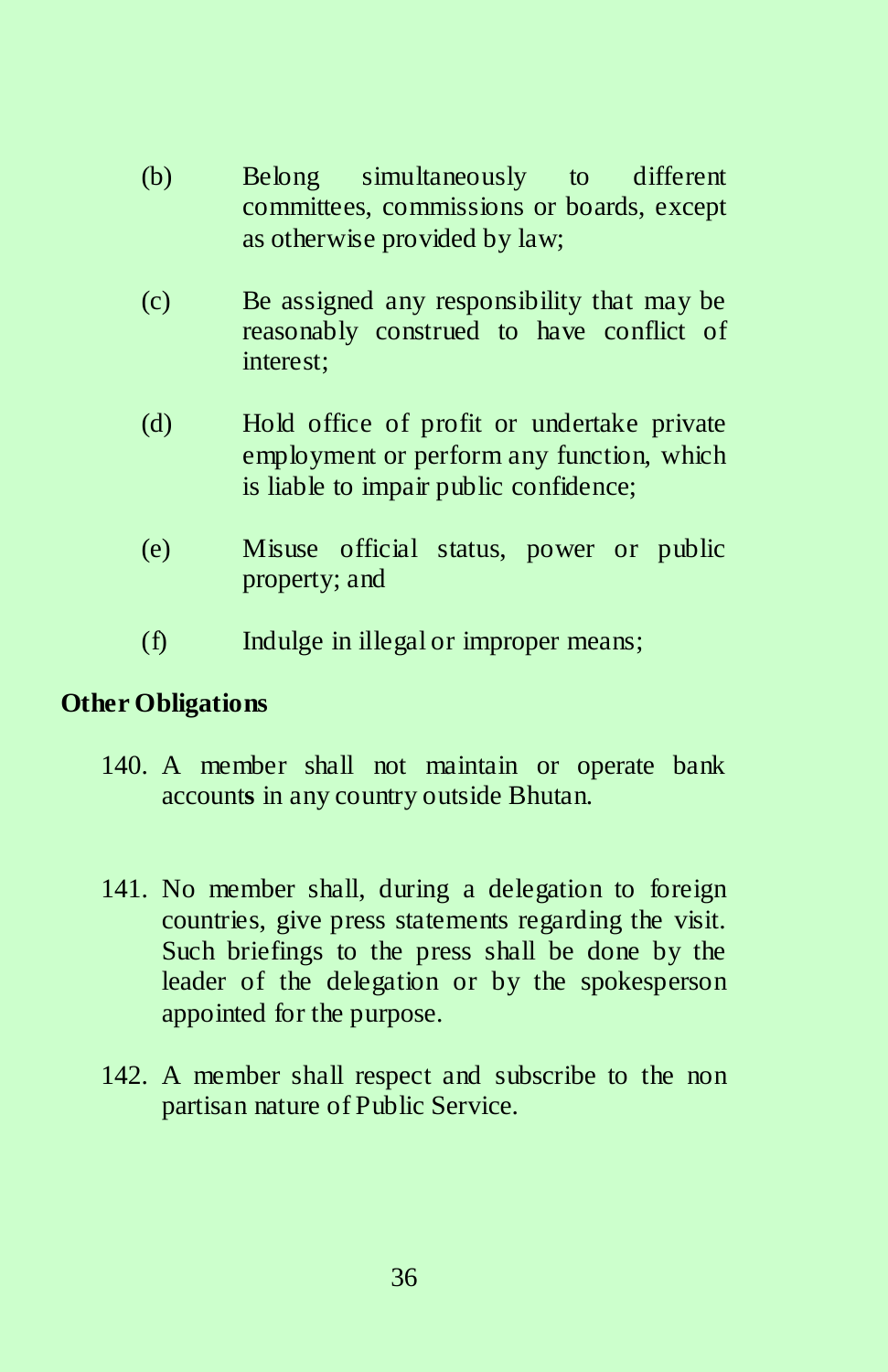(b) Belong simultaneously to different committees, commissions or boards, except as otherwise provided by law;

(c) Be assigned any responsibility that may be reasonably construed to have conflict of interest;

(d) Hold office of profit or undertake private employment or perform any function, which is liable to impair public confidence;

(e) Misuse official status, power or public property; and

(f) Indulge in illegal or improper means;

**Other Obligations**

140. A member shall not maintain or operate bank accounts in any country outside Bhutan.

141. No member shall, during a delegation to foreign countries, give press statements regarding the visit. Such briefings to the press shall be done by the leader of the delegation or by the spokesperson appointed for the purpose.

142. A member shall respect and subscribe to the non partisan nature of Public Service.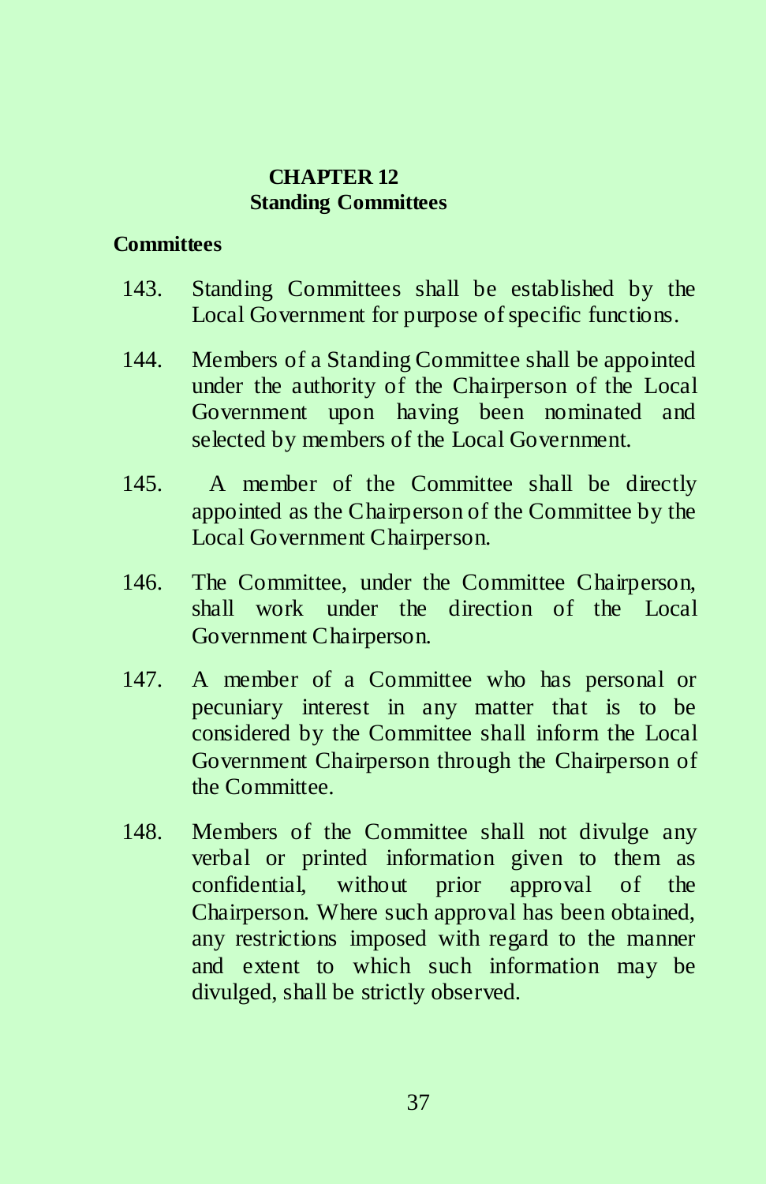# CHAPTER 12
## Standing Committees

### Committees

143. Standing Committees shall be established by the Local Government for purpose of specific functions.

144. Members of a Standing Committee shall be appointed under the authority of the Chairperson of the Local Government upon having been nominated and selected by members of the Local Government.

145. A member of the Committee shall be directly appointed as the Chairperson of the Committee by the Local Government Chairperson.

146. The Committee, under the Committee Chairperson, shall work under the direction of the Local Government Chairperson.

147. A member of a Committee who has personal or pecuniary interest in any matter that is to be considered by the Committee shall inform the Local Government Chairperson through the Chairperson of the Committee.

148. Members of the Committee shall not divulge any verbal or printed information given to them as confidential, without prior approval of the Chairperson. Where such approval has been obtained, any restrictions imposed with regard to the manner and extent to which such information may be divulged, shall be strictly observed.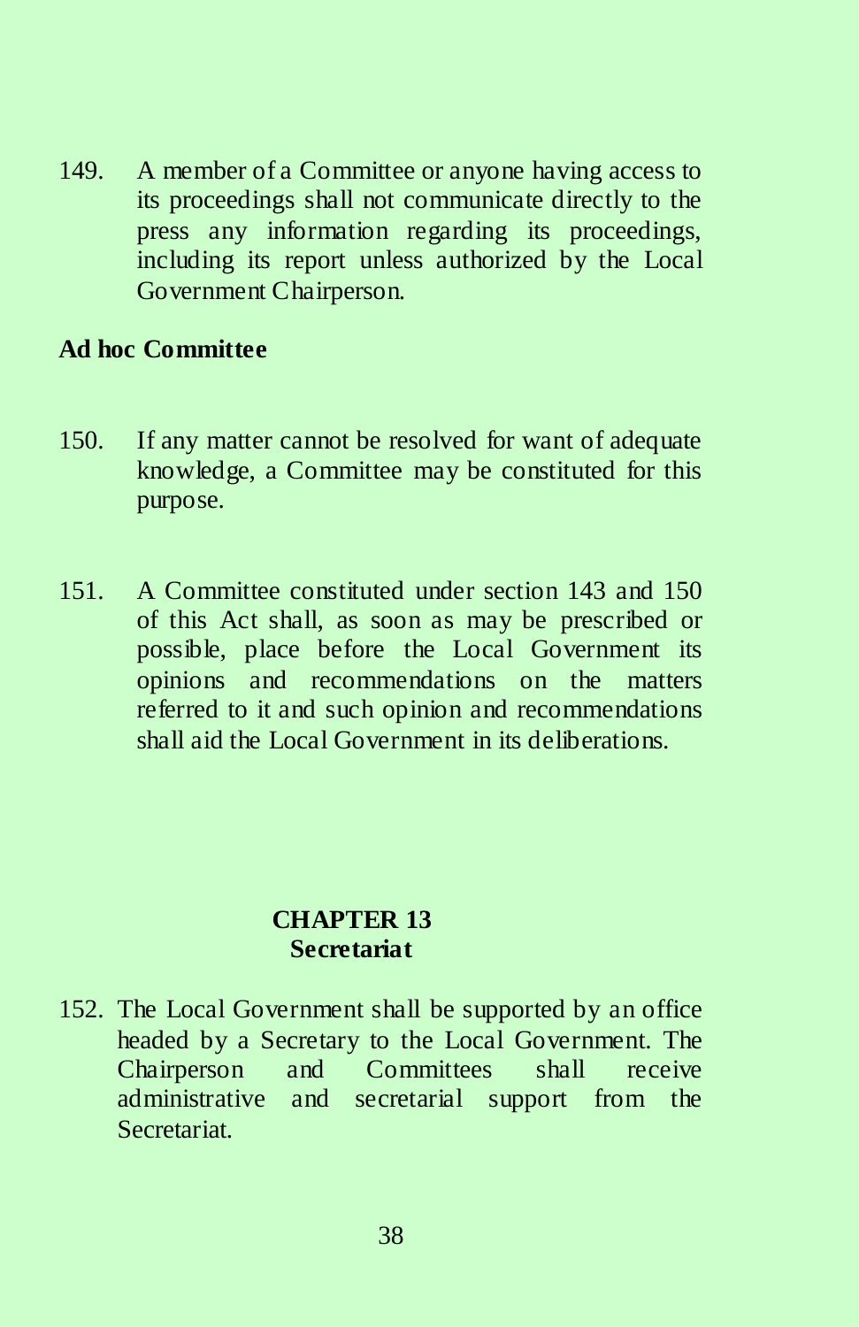149. A member of a Committee or anyone having access to its proceedings shall not communicate directly to the press any information regarding its proceedings, including its report unless authorized by the Local Government Chairperson.

**Ad hoc Committee**

150. If any matter cannot be resolved for want of adequate knowledge, a Committee may be constituted for this purpose.

151. A Committee constituted under section 143 and 150 of this Act shall, as soon as may be prescribed or possible, place before the Local Government its opinions and recommendations on the matters referred to it and such opinion and recommendations shall aid the Local Government in its deliberations.

## CHAPTER 13
## Secretariat

152. The Local Government shall be supported by an office headed by a Secretary to the Local Government. The Chairperson and Committees shall receive administrative and secretarial support from the Secretariat.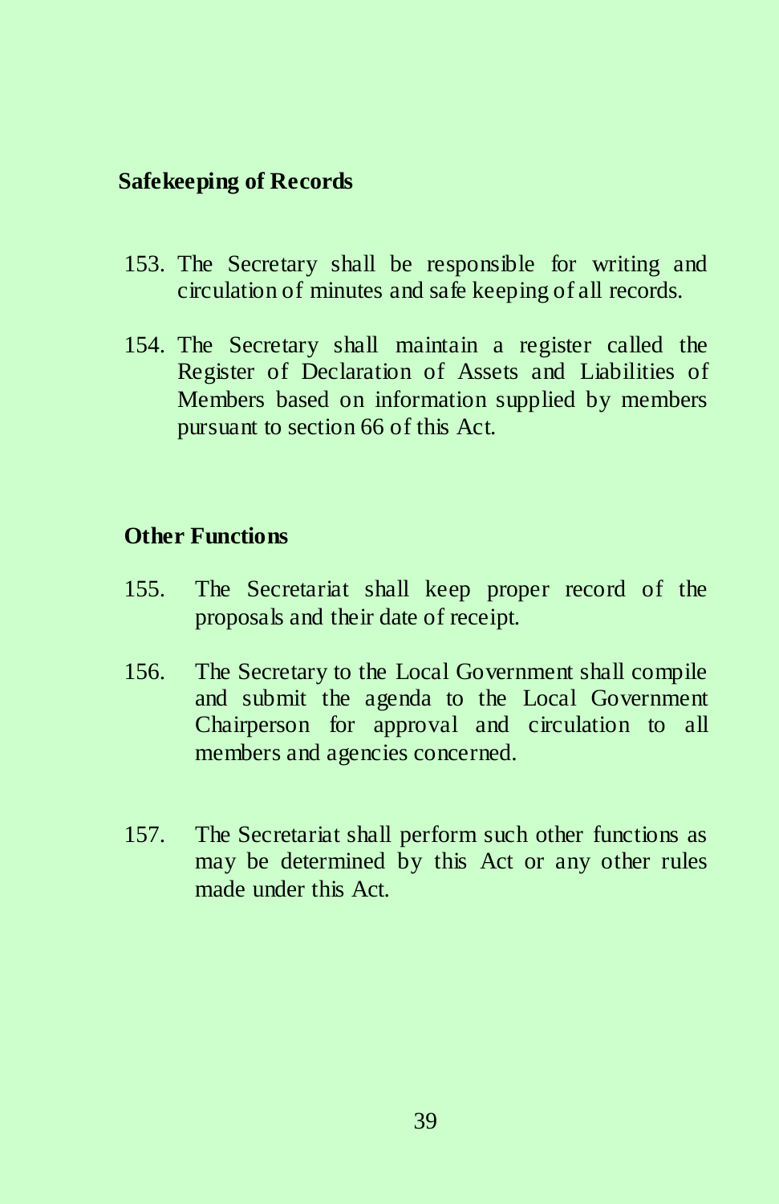**Safekeeping of Records**

153. The Secretary shall be responsible for writing and circulation of minutes and safe keeping of all records.

154. The Secretary shall maintain a register called the Register of Declaration of Assets and Liabilities of Members based on information supplied by members pursuant to section 66 of this Act.

**Other Functions**

155. The Secretariat shall keep proper record of the proposals and their date of receipt.

156. The Secretary to the Local Government shall compile and submit the agenda to the Local Government Chairperson for approval and circulation to all members and agencies concerned.

157. The Secretariat shall perform such other functions as may be determined by this Act or any other rules made under this Act.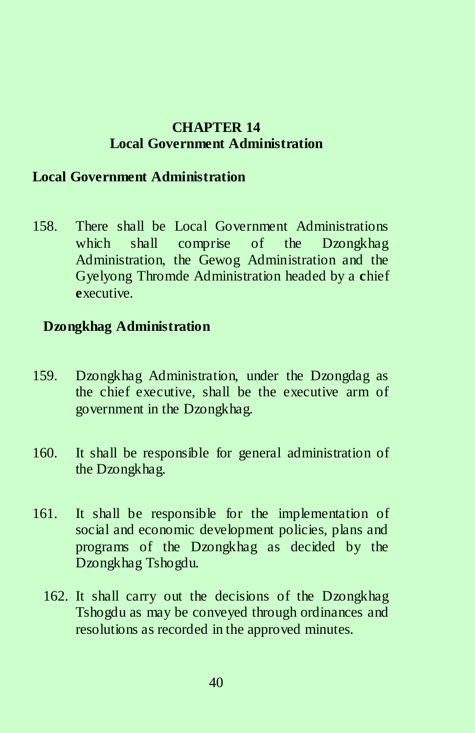## CHAPTER 14
## Local Government Administration

### Local Government Administration

158. There shall be Local Government Administrations which shall comprise of the Dzongkhag Administration, the Gewog Administration and the Gyelyong Thromde Administration headed by a **c**hief **e**xecutive.

### Dzongkhag Administration

159. Dzongkhag Administration, under the Dzongdag as the chief executive, shall be the executive arm of government in the Dzongkhag.

160. It shall be responsible for general administration of the Dzongkhag.

161. It shall be responsible for the implementation of social and economic development policies, plans and programs of the Dzongkhag as decided by the Dzongkhag Tshogdu.

162. It shall carry out the decisions of the Dzongkhag Tshogdu as may be conveyed through ordinances and resolutions as recorded in the approved minutes.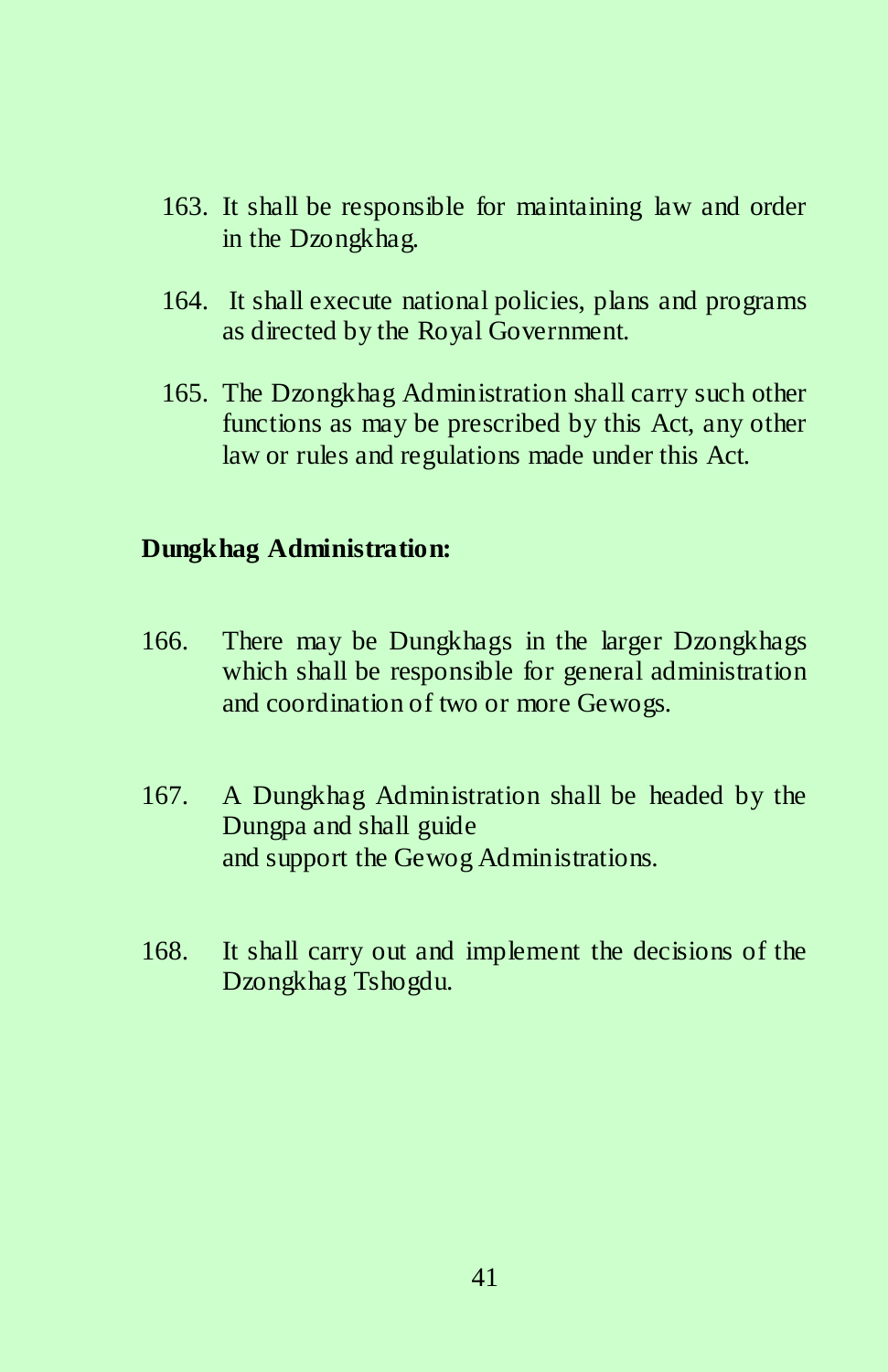163. It shall be responsible for maintaining law and order in the Dzongkhag.

164. It shall execute national policies, plans and programs as directed by the Royal Government.

165. The Dzongkhag Administration shall carry such other functions as may be prescribed by this Act, any other law or rules and regulations made under this Act.

**Dungkhag Administration:**

166. There may be Dungkhags in the larger Dzongkhags which shall be responsible for general administration and coordination of two or more Gewogs.

167. A Dungkhag Administration shall be headed by the Dungpa and shall guide and support the Gewog Administrations.

168. It shall carry out and implement the decisions of the Dzongkhag Tshogdu.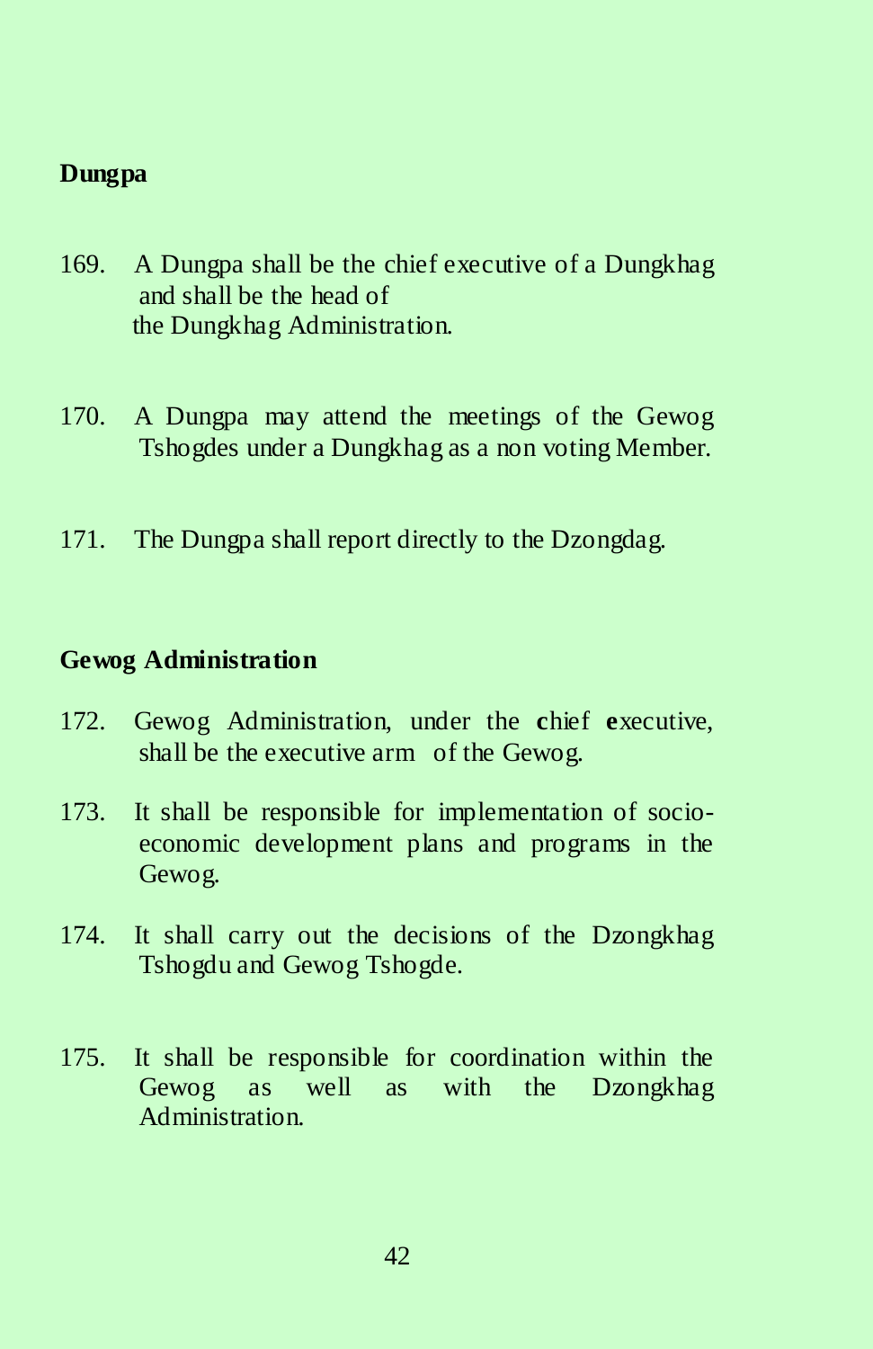**Dungpa**

169. A Dungpa shall be the chief executive of a Dungkhag and shall be the head of the Dungkhag Administration.

170. A Dungpa may attend the meetings of the Gewog Tshogdes under a Dungkhag as a non voting Member.

171. The Dungpa shall report directly to the Dzongdag.

**Gewog Administration**

172. Gewog Administration, under the **c**hief **e**xecutive, shall be the executive arm of the Gewog.

173. It shall be responsible for implementation of socio-economic development plans and programs in the Gewog.

174. It shall carry out the decisions of the Dzongkhag Tshogdu and Gewog Tshogde.

175. It shall be responsible for coordination within the Gewog as well as with the Dzongkhag Administration.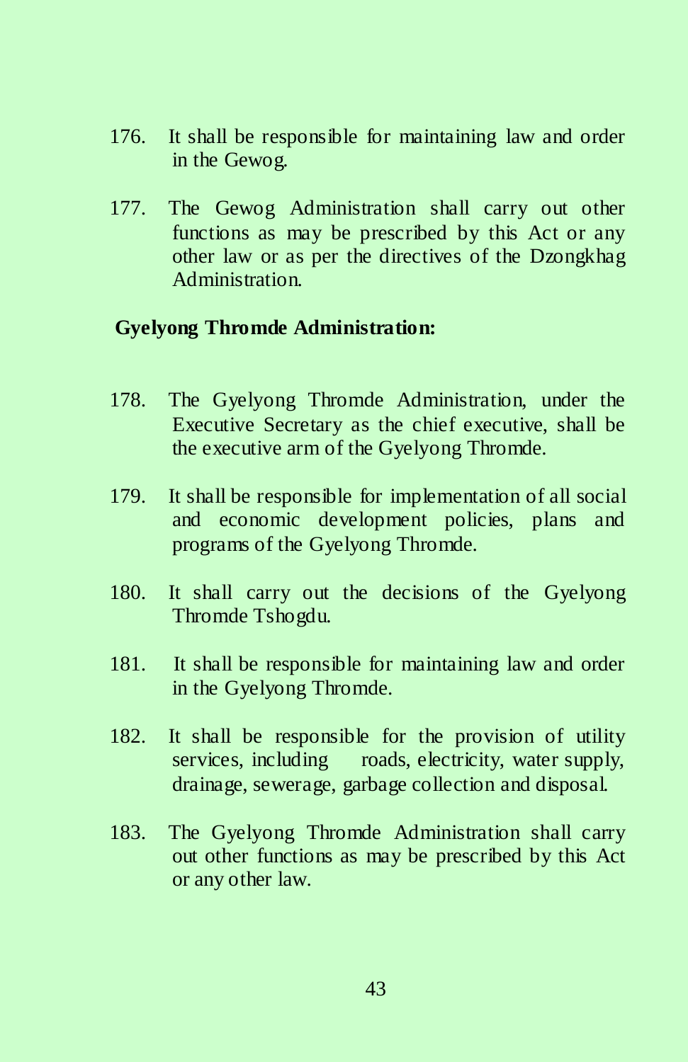176. It shall be responsible for maintaining law and order in the Gewog.

177. The Gewog Administration shall carry out other functions as may be prescribed by this Act or any other law or as per the directives of the Dzongkhag Administration.

**Gyelyong Thromde Administration:**

178. The Gyelyong Thromde Administration, under the Executive Secretary as the chief executive, shall be the executive arm of the Gyelyong Thromde.

179. It shall be responsible for implementation of all social and economic development policies, plans and programs of the Gyelyong Thromde.

180. It shall carry out the decisions of the Gyelyong Thromde Tshogdu.

181. It shall be responsible for maintaining law and order in the Gyelyong Thromde.

182. It shall be responsible for the provision of utility services, including roads, electricity, water supply, drainage, sewerage, garbage collection and disposal.

183. The Gyelyong Thromde Administration shall carry out other functions as may be prescribed by this Act or any other law.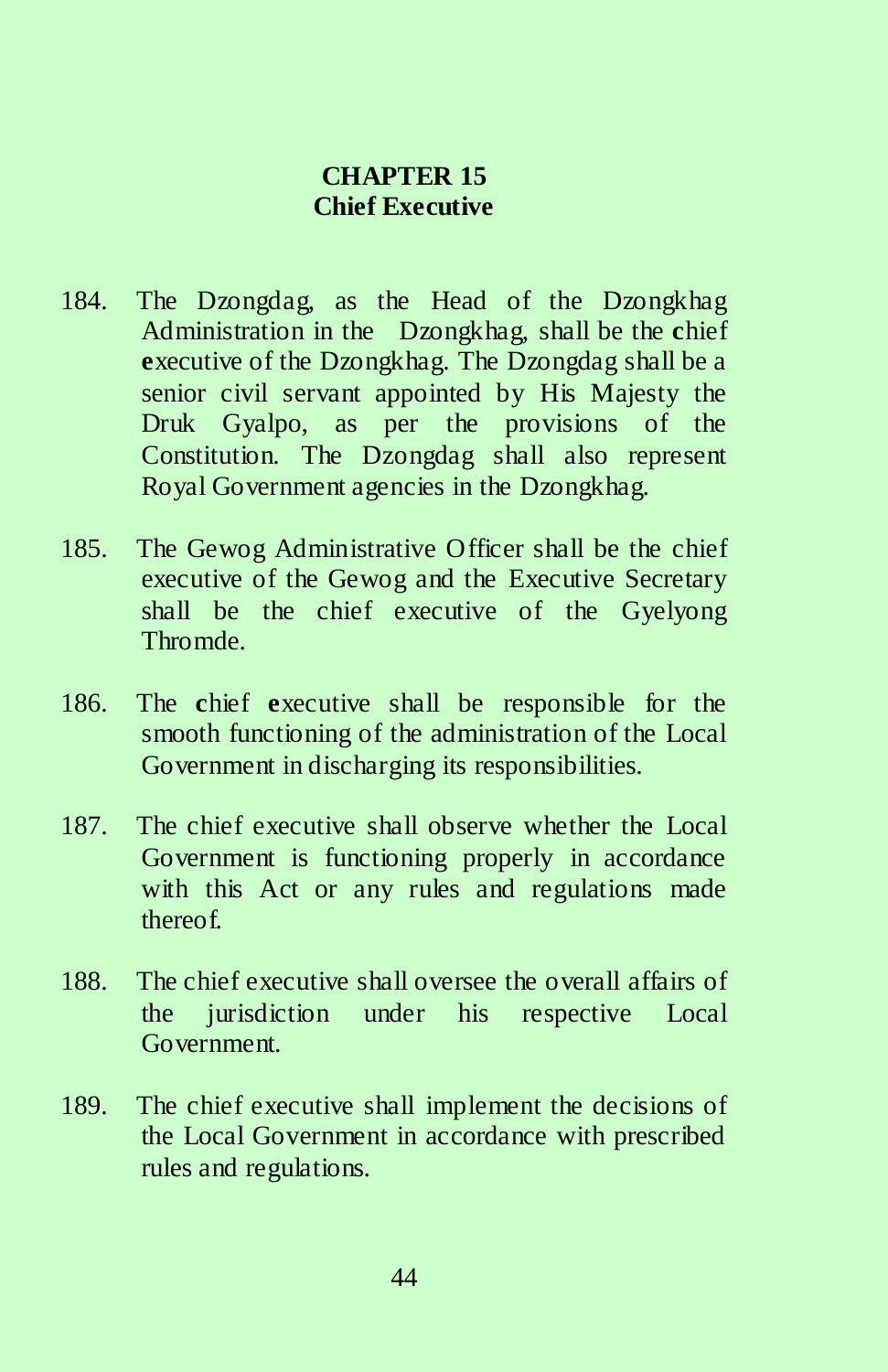# CHAPTER 15
## Chief Executive

184. The Dzongdag, as the Head of the Dzongkhag Administration in the Dzongkhag, shall be the **c**hief **e**xecutive of the Dzongkhag. The Dzongdag shall be a senior civil servant appointed by His Majesty the Druk Gyalpo, as per the provisions of the Constitution. The Dzongdag shall also represent Royal Government agencies in the Dzongkhag.

185. The Gewog Administrative Officer shall be the chief executive of the Gewog and the Executive Secretary shall be the chief executive of the Gyelyong Thromde.

186. The **c**hief **e**xecutive shall be responsible for the smooth functioning of the administration of the Local Government in discharging its responsibilities.

187. The chief executive shall observe whether the Local Government is functioning properly in accordance with this Act or any rules and regulations made thereof.

188. The chief executive shall oversee the overall affairs of the jurisdiction under his respective Local Government.

189. The chief executive shall implement the decisions of the Local Government in accordance with prescribed rules and regulations.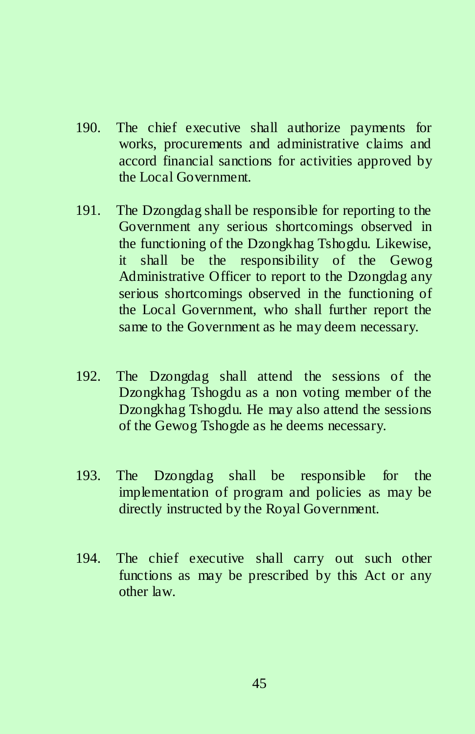190. The chief executive shall authorize payments for works, procurements and administrative claims and accord financial sanctions for activities approved by the Local Government.

191. The Dzongdag shall be responsible for reporting to the Government any serious shortcomings observed in the functioning of the Dzongkhag Tshogdu. Likewise, it shall be the responsibility of the Gewog Administrative Officer to report to the Dzongdag any serious shortcomings observed in the functioning of the Local Government, who shall further report the same to the Government as he may deem necessary.

192. The Dzongdag shall attend the sessions of the Dzongkhag Tshogdu as a non voting member of the Dzongkhag Tshogdu. He may also attend the sessions of the Gewog Tshogde as he deems necessary.

193. The Dzongdag shall be responsible for the implementation of program and policies as may be directly instructed by the Royal Government.

194. The chief executive shall carry out such other functions as may be prescribed by this Act or any other law.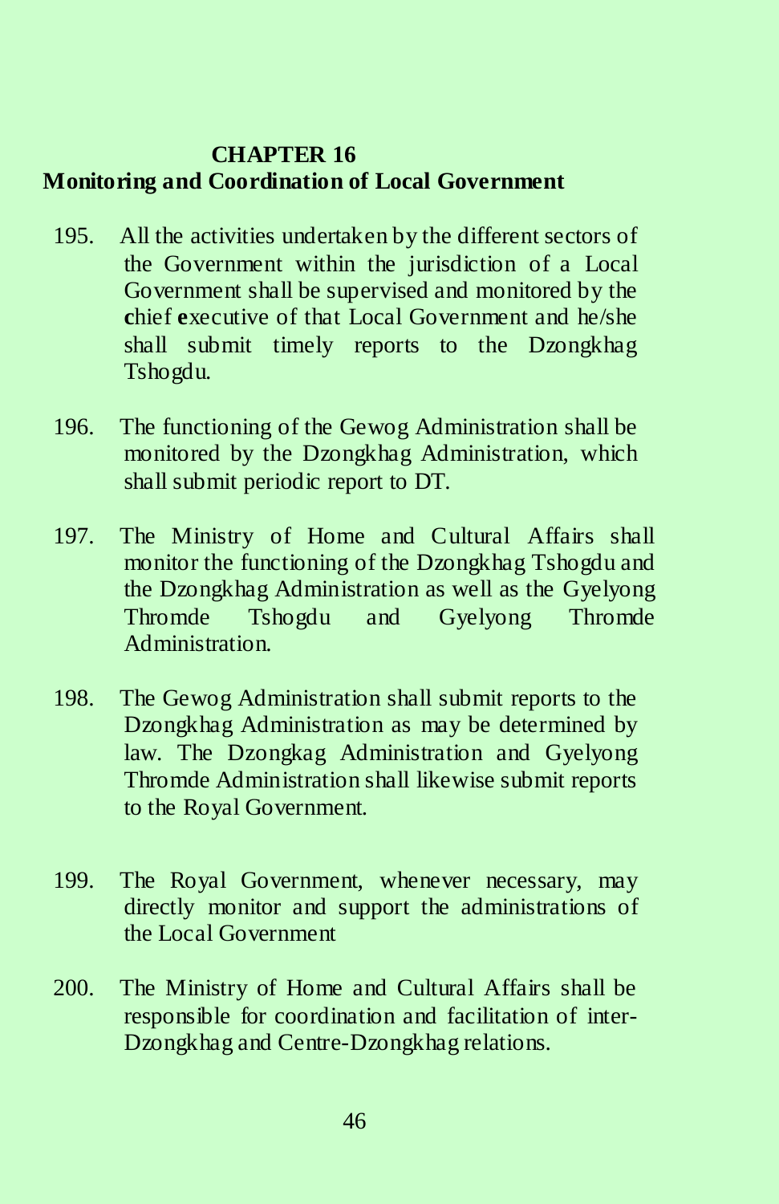## CHAPTER 16
## Monitoring and Coordination of Local Government

195. All the activities undertaken by the different sectors of the Government within the jurisdiction of a Local Government shall be supervised and monitored by the **c**hief **e**xecutive of that Local Government and he/she shall submit timely reports to the Dzongkhag Tshogdu.

196. The functioning of the Gewog Administration shall be monitored by the Dzongkhag Administration, which shall submit periodic report to DT.

197. The Ministry of Home and Cultural Affairs shall monitor the functioning of the Dzongkhag Tshogdu and the Dzongkhag Administration as well as the Gyelyong Thromde Tshogdu and Gyelyong Thromde Administration.

198. The Gewog Administration shall submit reports to the Dzongkhag Administration as may be determined by law. The Dzongkag Administration and Gyelyong Thromde Administration shall likewise submit reports to the Royal Government.

199. The Royal Government, whenever necessary, may directly monitor and support the administrations of the Local Government

200. The Ministry of Home and Cultural Affairs shall be responsible for coordination and facilitation of inter-Dzongkhag and Centre-Dzongkhag relations.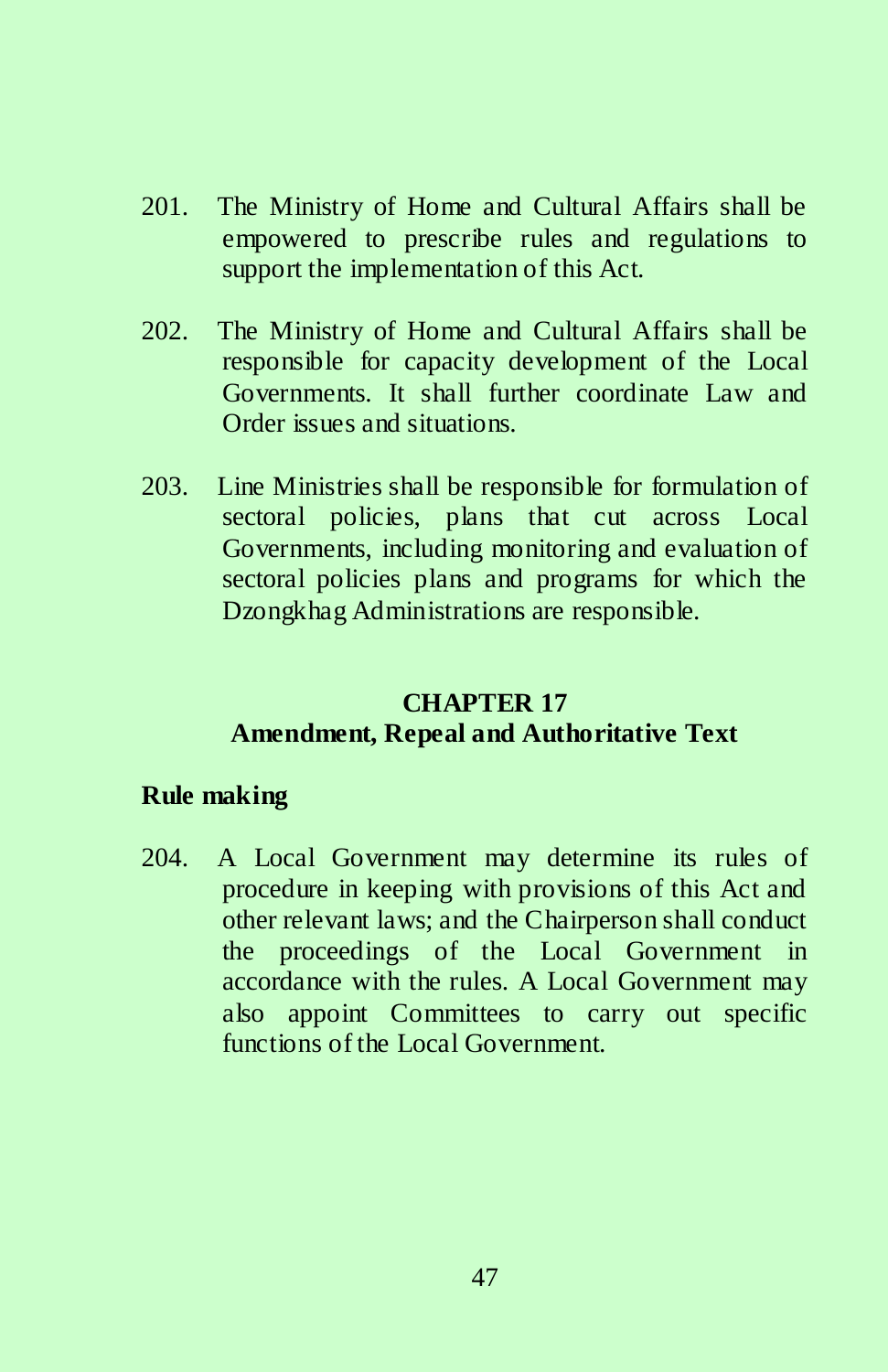201. The Ministry of Home and Cultural Affairs shall be empowered to prescribe rules and regulations to support the implementation of this Act.

202. The Ministry of Home and Cultural Affairs shall be responsible for capacity development of the Local Governments. It shall further coordinate Law and Order issues and situations.

203. Line Ministries shall be responsible for formulation of sectoral policies, plans that cut across Local Governments, including monitoring and evaluation of sectoral policies plans and programs for which the Dzongkhag Administrations are responsible.

## CHAPTER 17
## Amendment, Repeal and Authoritative Text

### Rule making

204. A Local Government may determine its rules of procedure in keeping with provisions of this Act and other relevant laws; and the Chairperson shall conduct the proceedings of the Local Government in accordance with the rules. A Local Government may also appoint Committees to carry out specific functions of the Local Government.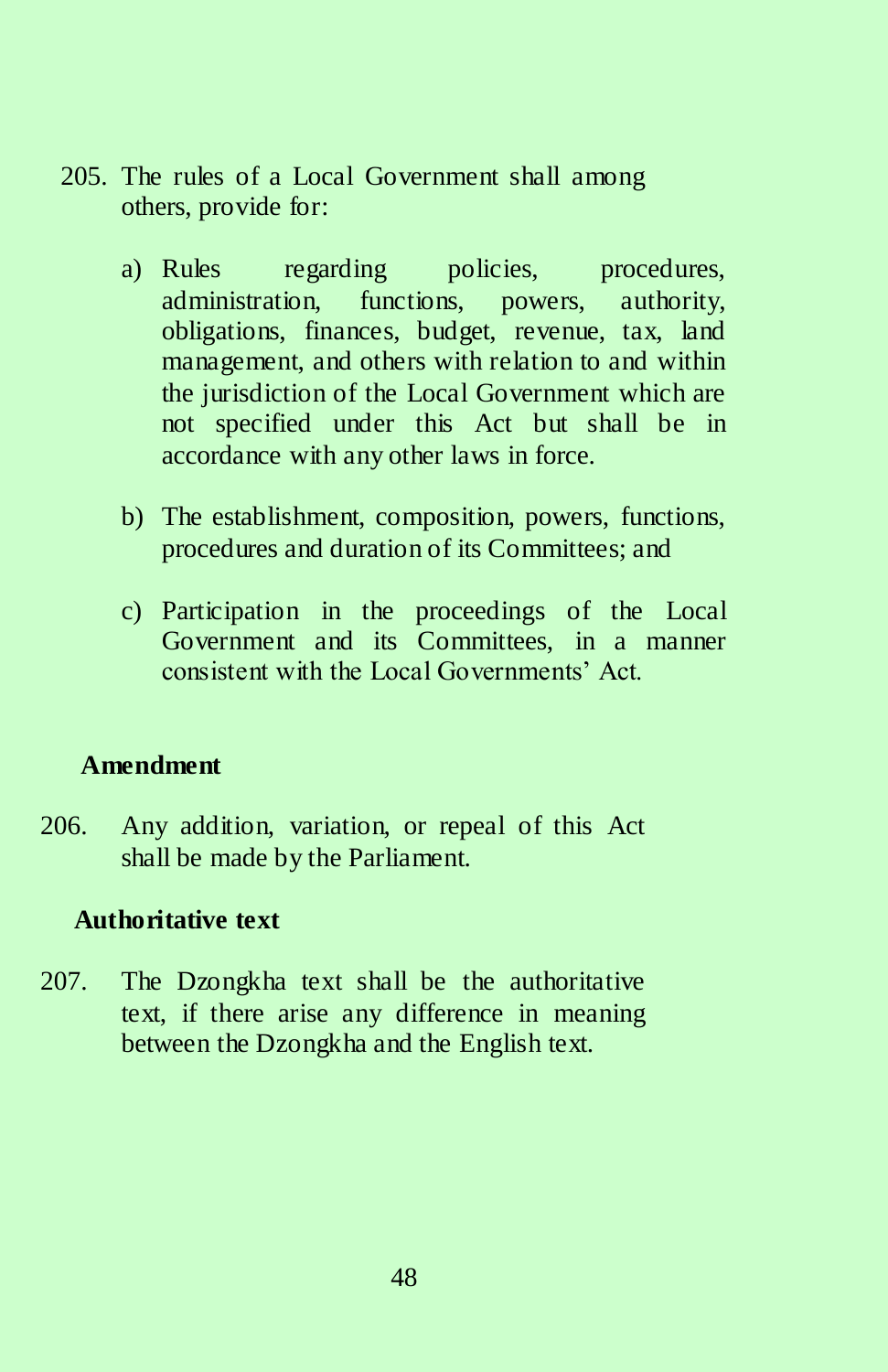205. The rules of a Local Government shall among others, provide for:

   a) Rules regarding policies, procedures, administration, functions, powers, authority, obligations, finances, budget, revenue, tax, land management, and others with relation to and within the jurisdiction of the Local Government which are not specified under this Act but shall be in accordance with any other laws in force.

   b) The establishment, composition, powers, functions, procedures and duration of its Committees; and

   c) Participation in the proceedings of the Local Government and its Committees, in a manner consistent with the Local Governments' Act.

**Amendment**

206. Any addition, variation, or repeal of this Act shall be made by the Parliament.

**Authoritative text**

207. The Dzongkha text shall be the authoritative text, if there arise any difference in meaning between the Dzongkha and the English text.